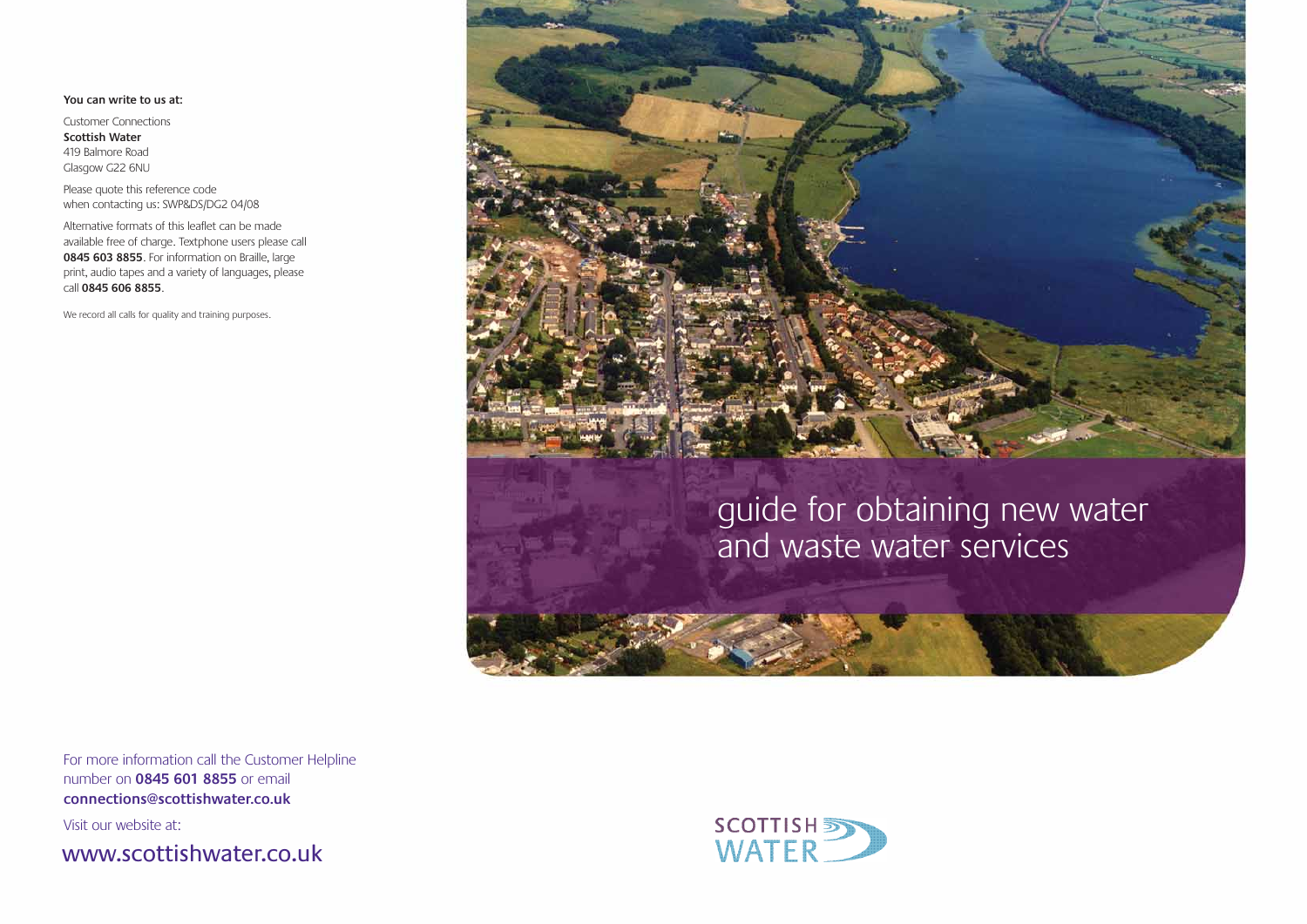**You can write to us at:**

Customer Connections
**Scottish Water**
419 Balmore Road
Glasgow G22 6NU

Please quote this reference code when contacting us: SWP&DS/DG2 04/08

Alternative formats of this leaflet can be made available free of charge. Textphone users please call **0845 603 8855**. For information on Braille, large print, audio tapes and a variety of languages, please call **0845 606 8855**.

We record all calls for quality and training purposes.

For more information call the Customer Helpline number on **0845 601 8855** or email **connections@scottishwater.co.uk**

Visit our website at:

www.scottishwater.co.uk

# guide for obtaining new water and waste water services

SCOTTISH WATER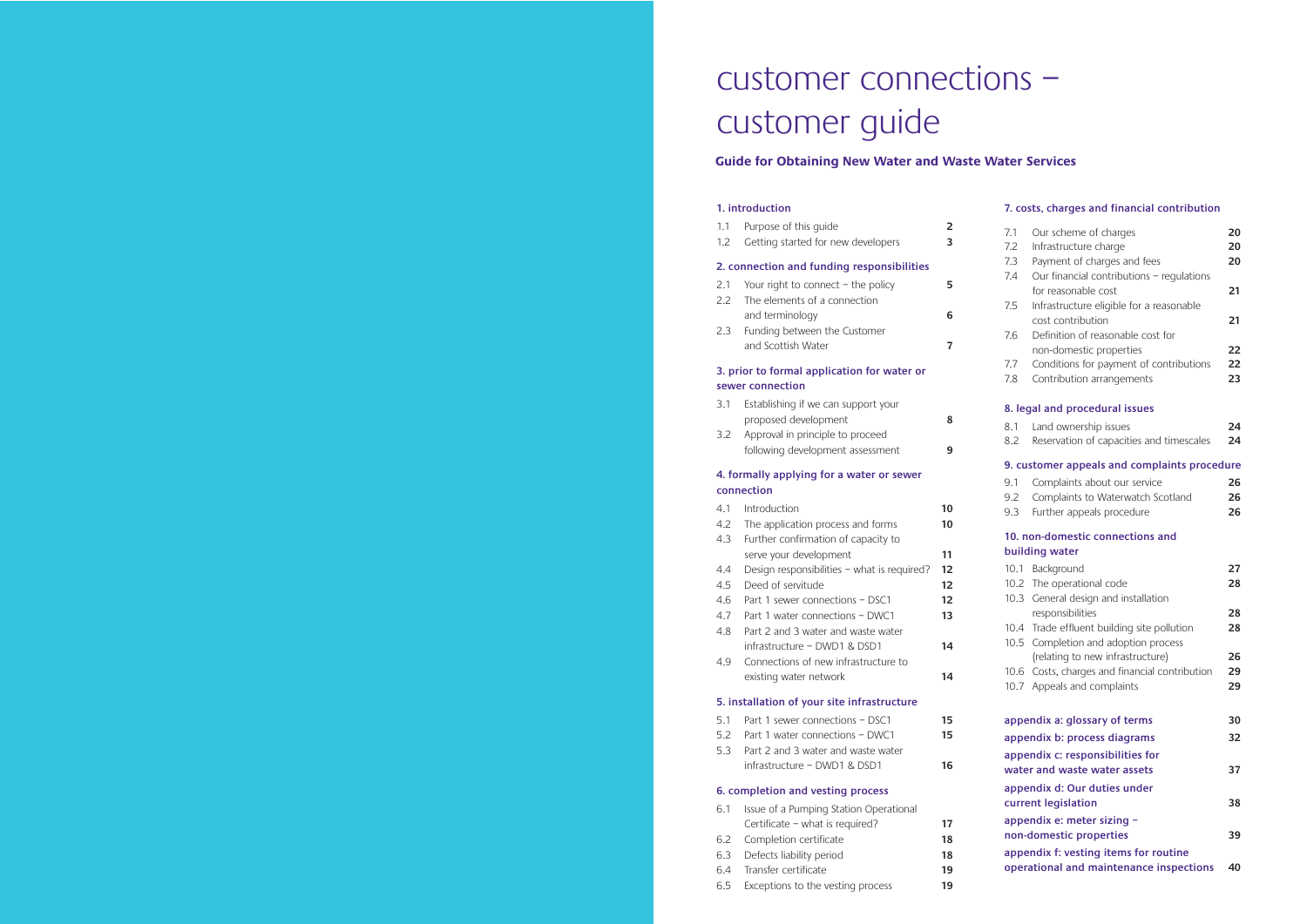# customer connections – customer guide

## Guide for Obtaining New Water and Waste Water Services

### 1. introduction

| | | |
|---|---|---|
| 1.1 | Purpose of this guide | 2 |
| 1.2 | Getting started for new developers | 3 |

### 2. connection and funding responsibilities

| | | |
|---|---|---|
| 2.1 | Your right to connect – the policy | 5 |
| 2.2 | The elements of a connection and terminology | 6 |
| 2.3 | Funding between the Customer and Scottish Water | 7 |

### 3. prior to formal application for water or sewer connection

| | | |
|---|---|---|
| 3.1 | Establishing if we can support your proposed development | 8 |
| 3.2 | Approval in principle to proceed following development assessment | 9 |

### 4. formally applying for a water or sewer connection

| | | |
|---|---|---|
| 4.1 | Introduction | 10 |
| 4.2 | The application process and forms | 10 |
| 4.3 | Further confirmation of capacity to serve your development | 11 |
| 4.4 | Design responsibilities – what is required? | 12 |
| 4.5 | Deed of servitude | 12 |
| 4.6 | Part 1 sewer connections – DSC1 | 12 |
| 4.7 | Part 1 water connections – DWC1 | 13 |
| 4.8 | Part 2 and 3 water and waste water infrastructure – DWD1 & DSD1 | 14 |
| 4.9 | Connections of new infrastructure to existing water network | 14 |

### 5. installation of your site infrastructure

| | | |
|---|---|---|
| 5.1 | Part 1 sewer connections – DSC1 | 15 |
| 5.2 | Part 1 water connections – DWC1 | 15 |
| 5.3 | Part 2 and 3 water and waste water infrastructure – DWD1 & DSD1 | 16 |

### 6. completion and vesting process

| | | |
|---|---|---|
| 6.1 | Issue of a Pumping Station Operational Certificate – what is required? | 17 |
| 6.2 | Completion certificate | 18 |
| 6.3 | Defects liability period | 18 |
| 6.4 | Transfer certificate | 19 |
| 6.5 | Exceptions to the vesting process | 19 |

### 7. costs, charges and financial contribution

| | | |
|---|---|---|
| 7.1 | Our scheme of charges | 20 |
| 7.2 | Infrastructure charge | 20 |
| 7.3 | Payment of charges and fees | 20 |
| 7.4 | Our financial contributions – regulations for reasonable cost | 21 |
| 7.5 | Infrastructure eligible for a reasonable cost contribution | 21 |
| 7.6 | Definition of reasonable cost for non-domestic properties | 22 |
| 7.7 | Conditions for payment of contributions | 22 |
| 7.8 | Contribution arrangements | 23 |

### 8. legal and procedural issues

| | | |
|---|---|---|
| 8.1 | Land ownership issues | 24 |
| 8.2 | Reservation of capacities and timescales | 24 |

### 9. customer appeals and complaints procedure

| | | |
|---|---|---|
| 9.1 | Complaints about our service | 26 |
| 9.2 | Complaints to Waterwatch Scotland | 26 |
| 9.3 | Further appeals procedure | 26 |

### 10. non-domestic connections and building water

| | | |
|---|---|---|
| 10.1 | Background | 27 |
| 10.2 | The operational code | 28 |
| 10.3 | General design and installation responsibilities | 28 |
| 10.4 | Trade effluent building site pollution | 28 |
| 10.5 | Completion and adoption process (relating to new infrastructure) | 26 |
| 10.6 | Costs, charges and financial contribution | 29 |
| 10.7 | Appeals and complaints | 29 |

| | |
|---|---|
| **appendix a: glossary of terms** | **30** |
| **appendix b: process diagrams** | **32** |
| **appendix c: responsibilities for water and waste water assets** | **37** |
| **appendix d: Our duties under current legislation** | **38** |
| **appendix e: meter sizing – non-domestic properties** | **39** |
| **appendix f: vesting items for routine operational and maintenance inspections** | **40** |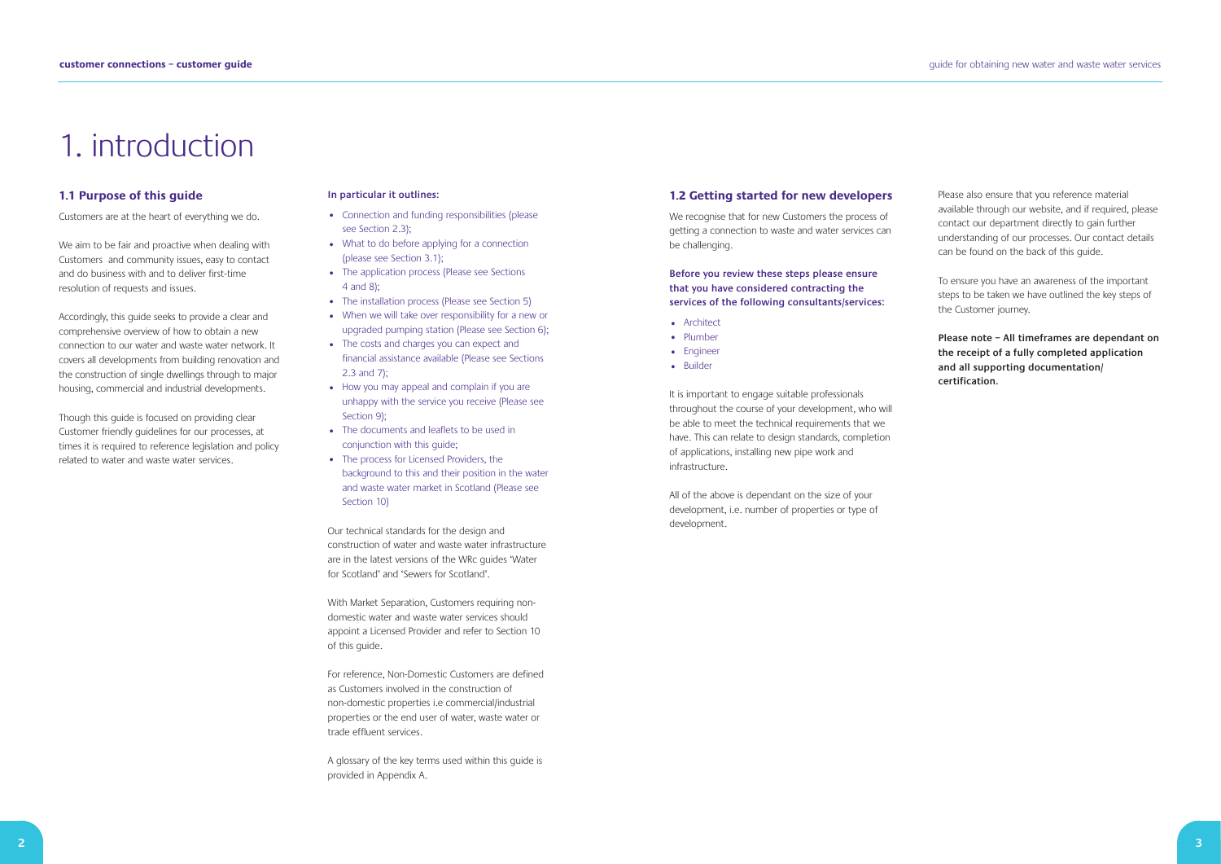# 1. introduction

## 1.1 Purpose of this guide

Customers are at the heart of everything we do.

We aim to be fair and proactive when dealing with Customers and community issues, easy to contact and do business with and to deliver first-time resolution of requests and issues.

Accordingly, this guide seeks to provide a clear and comprehensive overview of how to obtain a new connection to our water and waste water network. It covers all developments from building renovation and the construction of single dwellings through to major housing, commercial and industrial developments.

Though this guide is focused on providing clear Customer friendly guidelines for our processes, at times it is required to reference legislation and policy related to water and waste water services.

**In particular it outlines:**

- Connection and funding responsibilities (please see Section 2.3);
- What to do before applying for a connection (please see Section 3.1);
- The application process (Please see Sections 4 and 8);
- The installation process (Please see Section 5)
- When we will take over responsibility for a new or upgraded pumping station (Please see Section 6);
- The costs and charges you can expect and financial assistance available (Please see Sections 2.3 and 7);
- How you may appeal and complain if you are unhappy with the service you receive (Please see Section 9);
- The documents and leaflets to be used in conjunction with this guide;
- The process for Licensed Providers, the background to this and their position in the water and waste water market in Scotland (Please see Section 10)

Our technical standards for the design and construction of water and waste water infrastructure are in the latest versions of the WRc guides 'Water for Scotland' and 'Sewers for Scotland'.

With Market Separation, Customers requiring non-domestic water and waste water services should appoint a Licensed Provider and refer to Section 10 of this guide.

For reference, Non-Domestic Customers are defined as Customers involved in the construction of non-domestic properties i.e commercial/industrial properties or the end user of water, waste water or trade effluent services.

A glossary of the key terms used within this guide is provided in Appendix A.

## 1.2 Getting started for new developers

We recognise that for new Customers the process of getting a connection to waste and water services can be challenging.

**Before you review these steps please ensure that you have considered contracting the services of the following consultants/services:**

- Architect
- Plumber
- Engineer
- Builder

It is important to engage suitable professionals throughout the course of your development, who will be able to meet the technical requirements that we have. This can relate to design standards, completion of applications, installing new pipe work and infrastructure.

All of the above is dependant on the size of your development, i.e. number of properties or type of development.

Please also ensure that you reference material available through our website, and if required, please contact our department directly to gain further understanding of our processes. Our contact details can be found on the back of this guide.

To ensure you have an awareness of the important steps to be taken we have outlined the key steps of the Customer journey.

**Please note – All timeframes are dependant on the receipt of a fully completed application and all supporting documentation/ certification.**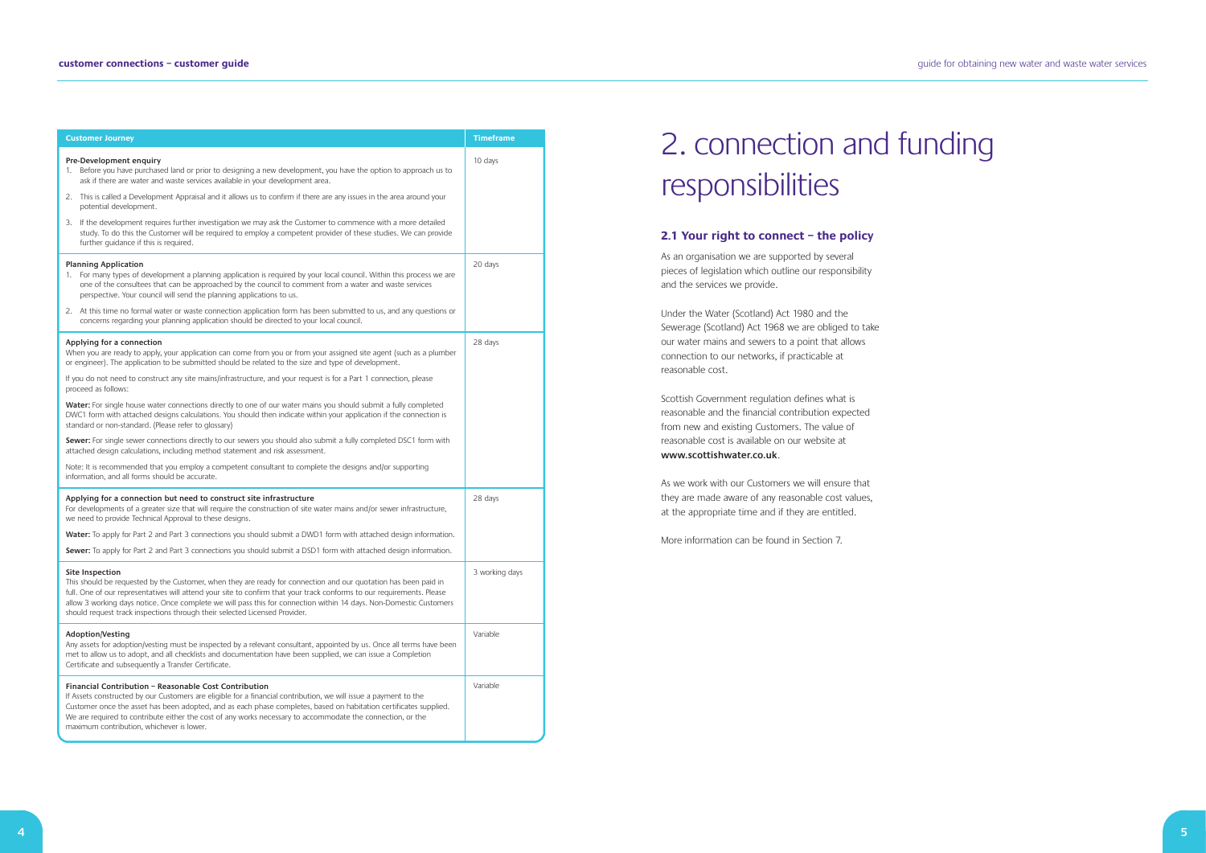| Customer Journey | Timeframe |
|---|---|
| **Pre-Development enquiry**<br>1. Before you have purchased land or prior to designing a new development, you have the option to approach us to ask if there are water and waste services available in your development area.<br>2. This is called a Development Appraisal and it allows us to confirm if there are any issues in the area around your potential development.<br>3. If the development requires further investigation we may ask the Customer to commence with a more detailed study. To do this the Customer will be required to employ a competent provider of these studies. We can provide further guidance if this is required. | 10 days |
| **Planning Application**<br>1. For many types of development a planning application is required by your local council. Within this process we are one of the consultees that can be approached by the council to comment from a water and waste services perspective. Your council will send the planning applications to us.<br>2. At this time no formal water or waste connection application form has been submitted to us, and any questions or concerns regarding your planning application should be directed to your local council. | 20 days |
| **Applying for a connection**<br>When you are ready to apply, your application can come from you or from your assigned site agent (such as a plumber or engineer). The application to be submitted should be related to the size and type of development.<br>If you do not need to construct any site mains/infrastructure, and your request is for a Part 1 connection, please proceed as follows:<br>**Water:** For single house water connections directly to one of our water mains you should submit a fully completed DWC1 form with attached designs calculations. You should then indicate within your application if the connection is standard or non-standard. (Please refer to glossary)<br>**Sewer:** For single sewer connections directly to our sewers you should also submit a fully completed DSC1 form with attached design calculations, including method statement and risk assessment.<br>Note: It is recommended that you employ a competent consultant to complete the designs and/or supporting information, and all forms should be accurate. | 28 days |
| **Applying for a connection but need to construct site infrastructure**<br>For developments of a greater size that will require the construction of site water mains and/or sewer infrastructure, we need to provide Technical Approval to these designs.<br>**Water:** To apply for Part 2 and Part 3 connections you should submit a DWD1 form with attached design information.<br>**Sewer:** To apply for Part 2 and Part 3 connections you should submit a DSD1 form with attached design information. | 28 days |
| **Site Inspection**<br>This should be requested by the Customer, when they are ready for connection and our quotation has been paid in full. One of our representatives will attend your site to confirm that your track conforms to our requirements. Please allow 3 working days notice. Once complete we will pass this for connection within 14 days. Non-Domestic Customers should request track inspections through their selected Licensed Provider. | 3 working days |
| **Adoption/Vesting**<br>Any assets for adoption/vesting must be inspected by a relevant consultant, appointed by us. Once all terms have been met to allow us to adopt, and all checklists and documentation have been supplied, we can issue a Completion Certificate and subsequently a Transfer Certificate. | Variable |
| **Financial Contribution – Reasonable Cost Contribution**<br>If Assets constructed by our Customers are eligible for a financial contribution, we will issue a payment to the Customer once the asset has been adopted, and as each phase completes, based on habitation certificates supplied. We are required to contribute either the cost of any works necessary to accommodate the connection, or the maximum contribution, whichever is lower. | Variable |

# 2. connection and funding responsibilities

## 2.1 Your right to connect – the policy

As an organisation we are supported by several pieces of legislation which outline our responsibility and the services we provide.

Under the Water (Scotland) Act 1980 and the Sewerage (Scotland) Act 1968 we are obliged to take our water mains and sewers to a point that allows connection to our networks, if practicable at reasonable cost.

Scottish Government regulation defines what is reasonable and the financial contribution expected from new and existing Customers. The value of reasonable cost is available on our website at **www.scottishwater.co.uk**.

As we work with our Customers we will ensure that they are made aware of any reasonable cost values, at the appropriate time and if they are entitled.

More information can be found in Section 7.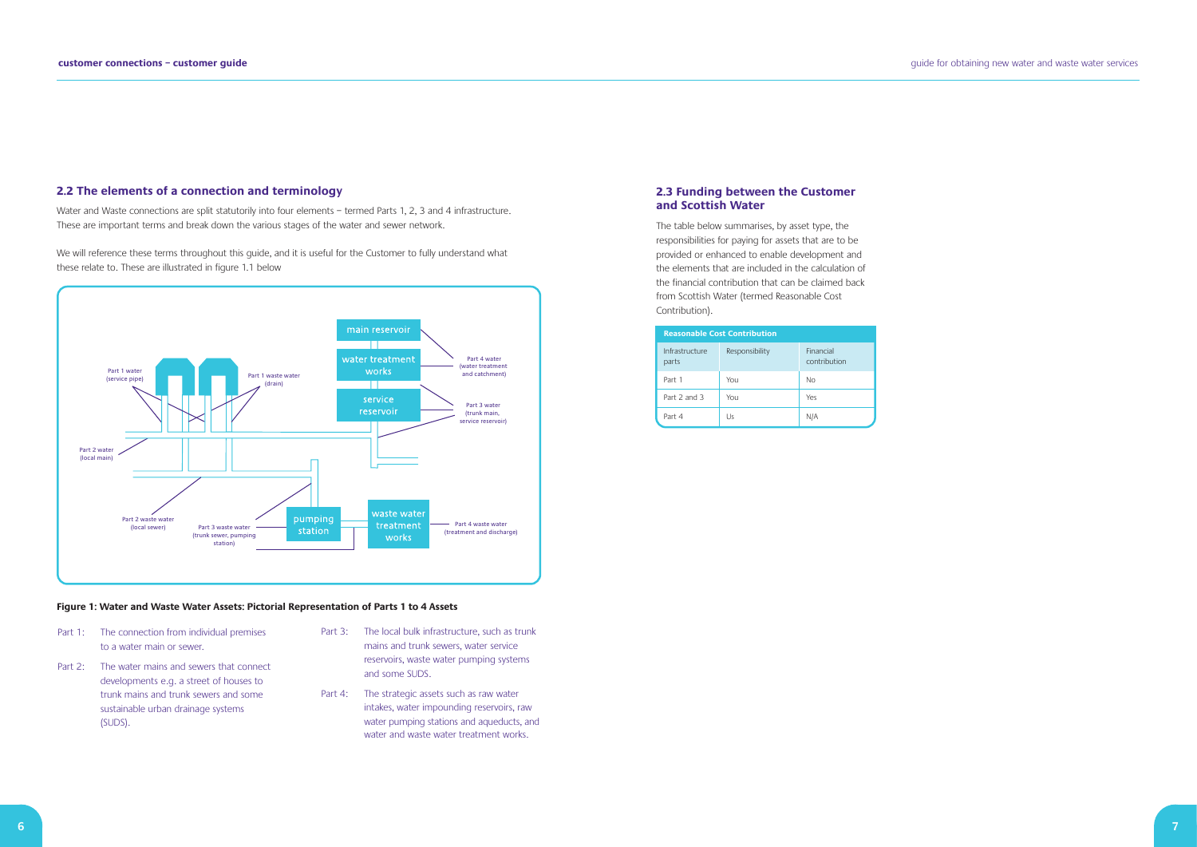## 2.2 The elements of a connection and terminology

Water and Waste connections are split statutorily into four elements – termed Parts 1, 2, 3 and 4 infrastructure. These are important terms and break down the various stages of the water and sewer network.

We will reference these terms throughout this guide, and it is useful for the Customer to fully understand what these relate to. These are illustrated in figure 1.1 below

**Figure 1: Water and Waste Water Assets: Pictorial Representation of Parts 1 to 4 Assets**

Part 1: The connection from individual premises to a water main or sewer.

Part 2: The water mains and sewers that connect developments e.g. a street of houses to trunk mains and trunk sewers and some sustainable urban drainage systems (SUDS).

Part 3: The local bulk infrastructure, such as trunk mains and trunk sewers, water service reservoirs, waste water pumping systems and some SUDS.

Part 4: The strategic assets such as raw water intakes, water impounding reservoirs, raw water pumping stations and aqueducts, and water and waste water treatment works.

## 2.3 Funding between the Customer and Scottish Water

The table below summarises, by asset type, the responsibilities for paying for assets that are to be provided or enhanced to enable development and the elements that are included in the calculation of the financial contribution that can be claimed back from Scottish Water (termed Reasonable Cost Contribution).

| Reasonable Cost Contribution | | |
|---|---|---|
| Infrastructure parts | Responsibility | Financial contribution |
| Part 1 | You | No |
| Part 2 and 3 | You | Yes |
| Part 4 | Us | N/A |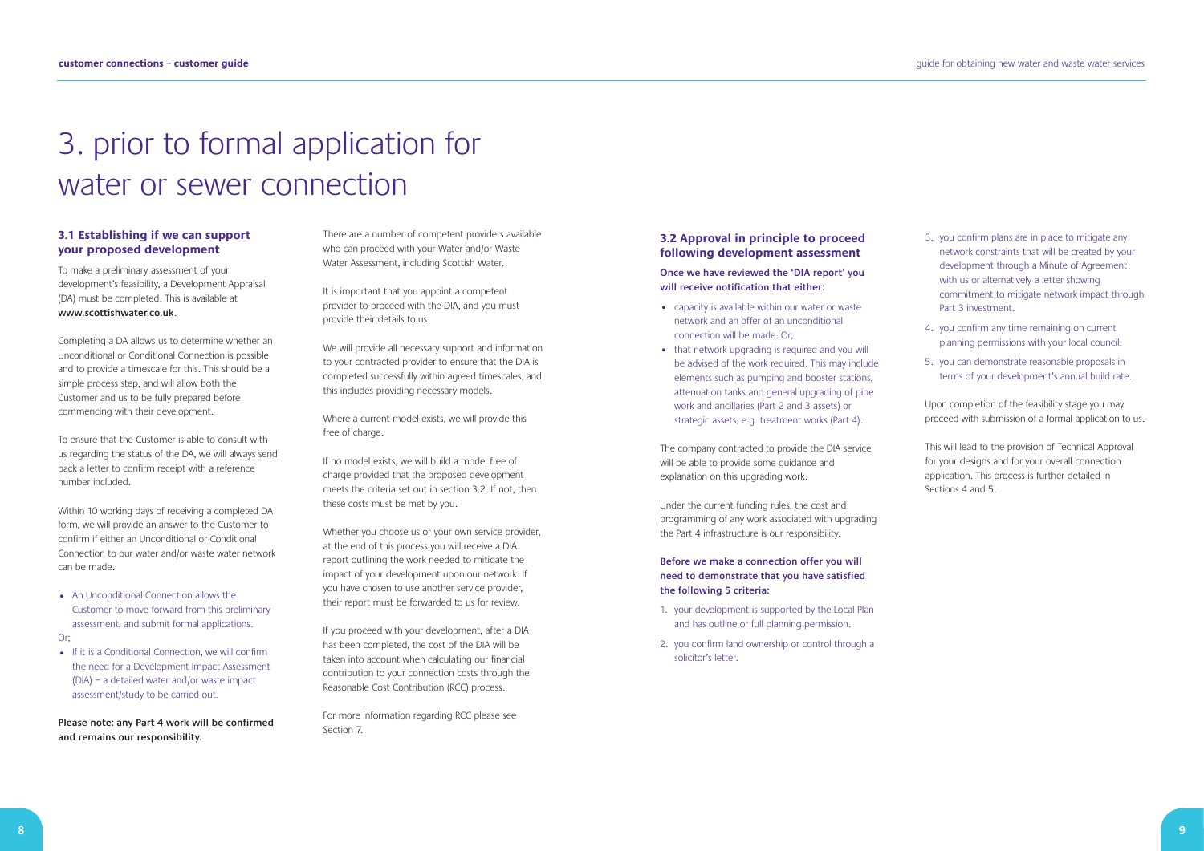# 3. prior to formal application for water or sewer connection

### 3.1 Establishing if we can support your proposed development

To make a preliminary assessment of your development's feasibility, a Development Appraisal (DA) must be completed. This is available at **www.scottishwater.co.uk**.

Completing a DA allows us to determine whether an Unconditional or Conditional Connection is possible and to provide a timescale for this. This should be a simple process step, and will allow both the Customer and us to be fully prepared before commencing with their development.

To ensure that the Customer is able to consult with us regarding the status of the DA, we will always send back a letter to confirm receipt with a reference number included.

Within 10 working days of receiving a completed DA form, we will provide an answer to the Customer to confirm if either an Unconditional or Conditional Connection to our water and/or waste water network can be made.

- An Unconditional Connection allows the Customer to move forward from this preliminary assessment, and submit formal applications.

Or;

- If it is a Conditional Connection, we will confirm the need for a Development Impact Assessment (DIA) – a detailed water and/or waste impact assessment/study to be carried out.

**Please note: any Part 4 work will be confirmed and remains our responsibility.**

There are a number of competent providers available who can proceed with your Water and/or Waste Water Assessment, including Scottish Water.

It is important that you appoint a competent provider to proceed with the DIA, and you must provide their details to us.

We will provide all necessary support and information to your contracted provider to ensure that the DIA is completed successfully within agreed timescales, and this includes providing necessary models.

Where a current model exists, we will provide this free of charge.

If no model exists, we will build a model free of charge provided that the proposed development meets the criteria set out in section 3.2. If not, then these costs must be met by you.

Whether you choose us or your own service provider, at the end of this process you will receive a DIA report outlining the work needed to mitigate the impact of your development upon our network. If you have chosen to use another service provider, their report must be forwarded to us for review.

If you proceed with your development, after a DIA has been completed, the cost of the DIA will be taken into account when calculating our financial contribution to your connection costs through the Reasonable Cost Contribution (RCC) process.

For more information regarding RCC please see Section 7.

### 3.2 Approval in principle to proceed following development assessment

**Once we have reviewed the 'DIA report' you will receive notification that either:**

- capacity is available within our water or waste network and an offer of an unconditional connection will be made. Or;
- that network upgrading is required and you will be advised of the work required. This may include elements such as pumping and booster stations, attenuation tanks and general upgrading of pipe work and ancillaries (Part 2 and 3 assets) or strategic assets, e.g. treatment works (Part 4).

The company contracted to provide the DIA service will be able to provide some guidance and explanation on this upgrading work.

Under the current funding rules, the cost and programming of any work associated with upgrading the Part 4 infrastructure is our responsibility.

**Before we make a connection offer you will need to demonstrate that you have satisfied the following 5 criteria:**

1. your development is supported by the Local Plan and has outline or full planning permission.
2. you confirm land ownership or control through a solicitor's letter.
3. you confirm plans are in place to mitigate any network constraints that will be created by your development through a Minute of Agreement with us or alternatively a letter showing commitment to mitigate network impact through Part 3 investment.
4. you confirm any time remaining on current planning permissions with your local council.
5. you can demonstrate reasonable proposals in terms of your development's annual build rate.

Upon completion of the feasibility stage you may proceed with submission of a formal application to us.

This will lead to the provision of Technical Approval for your designs and for your overall connection application. This process is further detailed in Sections 4 and 5.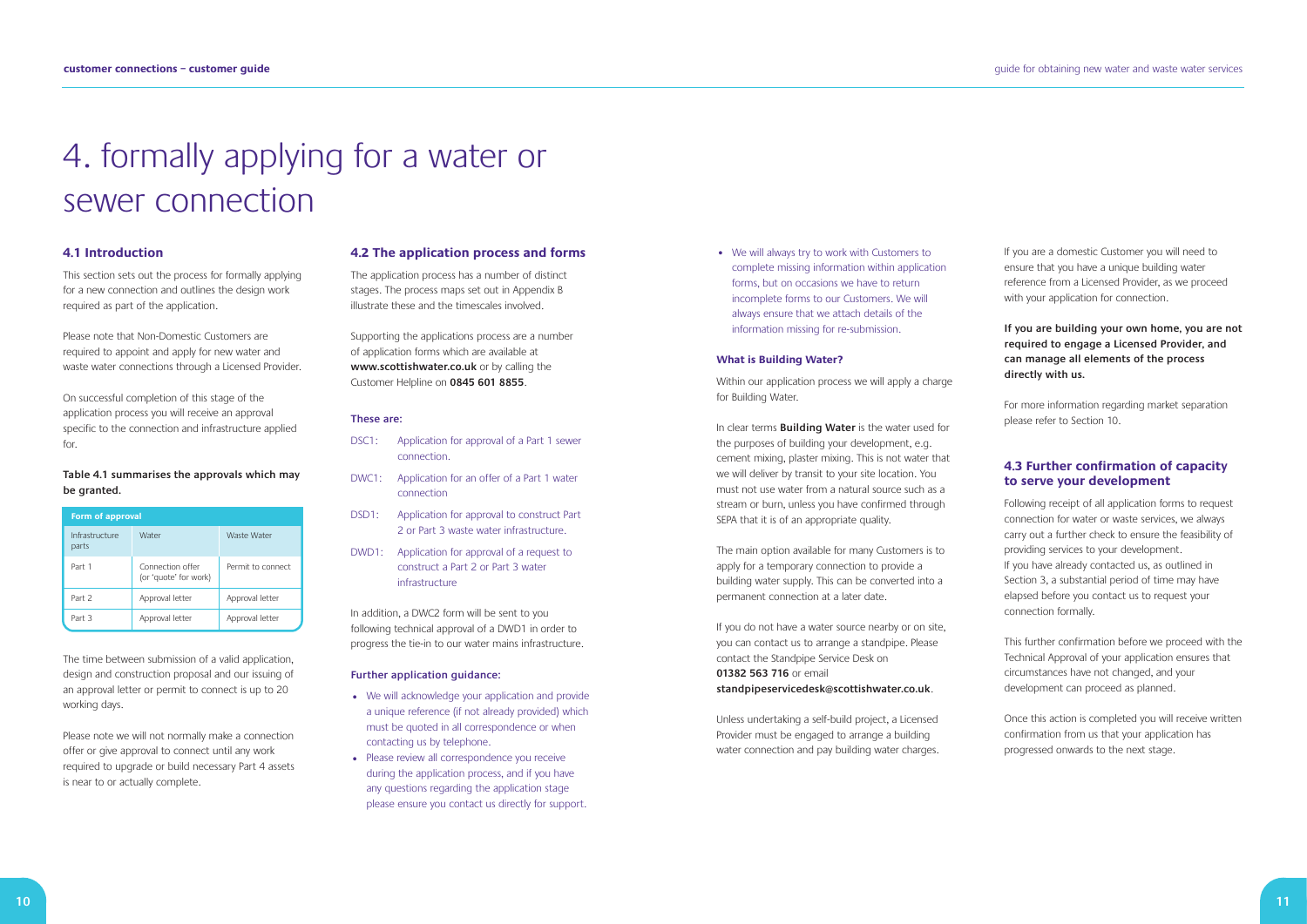# 4. formally applying for a water or sewer connection

## 4.1 Introduction

This section sets out the process for formally applying for a new connection and outlines the design work required as part of the application.

Please note that Non-Domestic Customers are required to appoint and apply for new water and waste water connections through a Licensed Provider.

On successful completion of this stage of the application process you will receive an approval specific to the connection and infrastructure applied for.

**Table 4.1 summarises the approvals which may be granted.**

| Form of approval | | |
|---|---|---|
| Infrastructure parts | Water | Waste Water |
| Part 1 | Connection offer (or 'quote' for work) | Permit to connect |
| Part 2 | Approval letter | Approval letter |
| Part 3 | Approval letter | Approval letter |

The time between submission of a valid application, design and construction proposal and our issuing of an approval letter or permit to connect is up to 20 working days.

Please note we will not normally make a connection offer or give approval to connect until any work required to upgrade or build necessary Part 4 assets is near to or actually complete.

## 4.2 The application process and forms

The application process has a number of distinct stages. The process maps set out in Appendix B illustrate these and the timescales involved.

Supporting the applications process are a number of application forms which are available at **www.scottishwater.co.uk** or by calling the Customer Helpline on **0845 601 8855**.

**These are:**

- DSC1: Application for approval of a Part 1 sewer connection.
- DWC1: Application for an offer of a Part 1 water connection
- DSD1: Application for approval to construct Part 2 or Part 3 waste water infrastructure.
- DWD1: Application for approval of a request to construct a Part 2 or Part 3 water infrastructure

In addition, a DWC2 form will be sent to you following technical approval of a DWD1 in order to progress the tie-in to our water mains infrastructure.

**Further application guidance:**

- We will acknowledge your application and provide a unique reference (if not already provided) which must be quoted in all correspondence or when contacting us by telephone.
- Please review all correspondence you receive during the application process, and if you have any questions regarding the application stage please ensure you contact us directly for support.
- We will always try to work with Customers to complete missing information within application forms, but on occasions we have to return incomplete forms to our Customers. We will always ensure that we attach details of the information missing for re-submission.

**What is Building Water?**

Within our application process we will apply a charge for Building Water.

In clear terms **Building Water** is the water used for the purposes of building your development, e.g. cement mixing, plaster mixing. This is not water that we will deliver by transit to your site location. You must not use water from a natural source such as a stream or burn, unless you have confirmed through SEPA that it is of an appropriate quality.

The main option available for many Customers is to apply for a temporary connection to provide a building water supply. This can be converted into a permanent connection at a later date.

If you do not have a water source nearby or on site, you can contact us to arrange a standpipe. Please contact the Standpipe Service Desk on **01382 563 716** or email **standpipeservicedesk@scottishwater.co.uk**.

Unless undertaking a self-build project, a Licensed Provider must be engaged to arrange a building water connection and pay building water charges.

If you are a domestic Customer you will need to ensure that you have a unique building water reference from a Licensed Provider, as we proceed with your application for connection.

**If you are building your own home, you are not required to engage a Licensed Provider, and can manage all elements of the process directly with us.**

For more information regarding market separation please refer to Section 10.

## 4.3 Further confirmation of capacity to serve your development

Following receipt of all application forms to request connection for water or waste services, we always carry out a further check to ensure the feasibility of providing services to your development.
If you have already contacted us, as outlined in Section 3, a substantial period of time may have elapsed before you contact us to request your connection formally.

This further confirmation before we proceed with the Technical Approval of your application ensures that circumstances have not changed, and your development can proceed as planned.

Once this action is completed you will receive written confirmation from us that your application has progressed onwards to the next stage.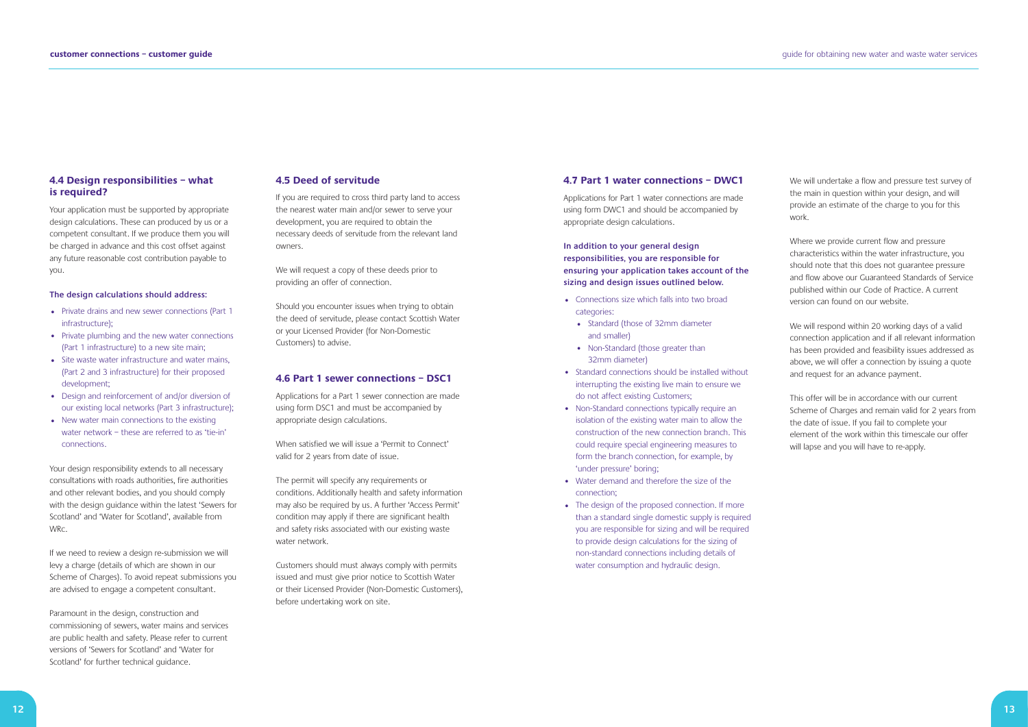## 4.4 Design responsibilities – what is required?

Your application must be supported by appropriate design calculations. These can produced by us or a competent consultant. If we produce them you will be charged in advance and this cost offset against any future reasonable cost contribution payable to you.

**The design calculations should address:**

- Private drains and new sewer connections (Part 1 infrastructure);
- Private plumbing and the new water connections (Part 1 infrastructure) to a new site main;
- Site waste water infrastructure and water mains, (Part 2 and 3 infrastructure) for their proposed development;
- Design and reinforcement of and/or diversion of our existing local networks (Part 3 infrastructure);
- New water main connections to the existing water network – these are referred to as 'tie-in' connections.

Your design responsibility extends to all necessary consultations with roads authorities, fire authorities and other relevant bodies, and you should comply with the design guidance within the latest 'Sewers for Scotland' and 'Water for Scotland', available from WRc.

If we need to review a design re-submission we will levy a charge (details of which are shown in our Scheme of Charges). To avoid repeat submissions you are advised to engage a competent consultant.

Paramount in the design, construction and commissioning of sewers, water mains and services are public health and safety. Please refer to current versions of 'Sewers for Scotland' and 'Water for Scotland' for further technical guidance.

## 4.5 Deed of servitude

If you are required to cross third party land to access the nearest water main and/or sewer to serve your development, you are required to obtain the necessary deeds of servitude from the relevant land owners.

We will request a copy of these deeds prior to providing an offer of connection.

Should you encounter issues when trying to obtain the deed of servitude, please contact Scottish Water or your Licensed Provider (for Non-Domestic Customers) to advise.

## 4.6 Part 1 sewer connections – DSC1

Applications for a Part 1 sewer connection are made using form DSC1 and must be accompanied by appropriate design calculations.

When satisfied we will issue a 'Permit to Connect' valid for 2 years from date of issue.

The permit will specify any requirements or conditions. Additionally health and safety information may also be required by us. A further 'Access Permit' condition may apply if there are significant health and safety risks associated with our existing waste water network.

Customers should must always comply with permits issued and must give prior notice to Scottish Water or their Licensed Provider (Non-Domestic Customers), before undertaking work on site.

## 4.7 Part 1 water connections – DWC1

Applications for Part 1 water connections are made using form DWC1 and should be accompanied by appropriate design calculations.

**In addition to your general design responsibilities, you are responsible for ensuring your application takes account of the sizing and design issues outlined below.**

- Connections size which falls into two broad categories:
  - Standard (those of 32mm diameter and smaller)
  - Non-Standard (those greater than 32mm diameter)
- Standard connections should be installed without interrupting the existing live main to ensure we do not affect existing Customers;
- Non-Standard connections typically require an isolation of the existing water main to allow the construction of the new connection branch. This could require special engineering measures to form the branch connection, for example, by 'under pressure' boring;
- Water demand and therefore the size of the connection;
- The design of the proposed connection. If more than a standard single domestic supply is required you are responsible for sizing and will be required to provide design calculations for the sizing of non-standard connections including details of water consumption and hydraulic design.

We will undertake a flow and pressure test survey of the main in question within your design, and will provide an estimate of the charge to you for this work.

Where we provide current flow and pressure characteristics within the water infrastructure, you should note that this does not guarantee pressure and flow above our Guaranteed Standards of Service published within our Code of Practice. A current version can found on our website.

We will respond within 20 working days of a valid connection application and if all relevant information has been provided and feasibility issues addressed as above, we will offer a connection by issuing a quote and request for an advance payment.

This offer will be in accordance with our current Scheme of Charges and remain valid for 2 years from the date of issue. If you fail to complete your element of the work within this timescale our offer will lapse and you will have to re-apply.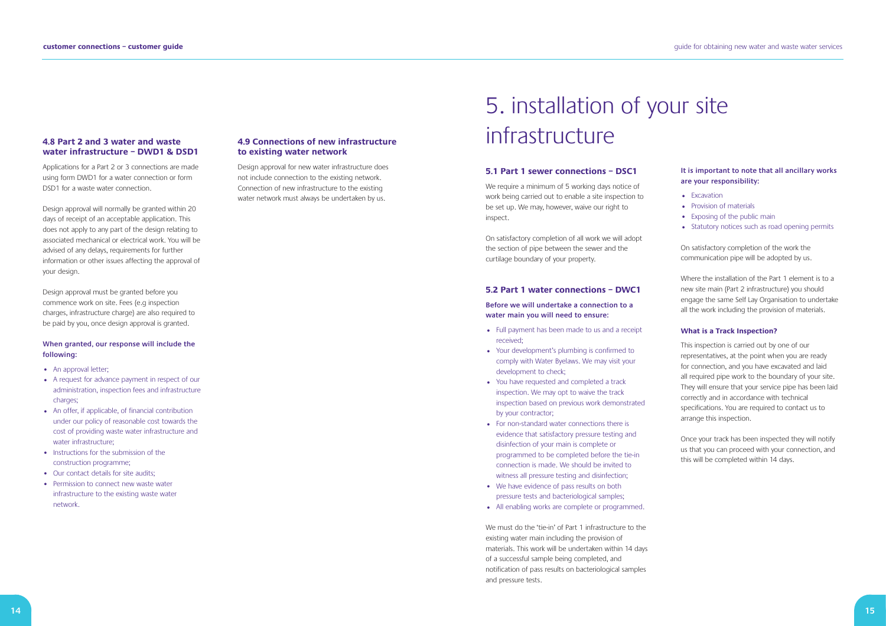### 4.8 Part 2 and 3 water and waste water infrastructure – DWD1 & DSD1

Applications for a Part 2 or 3 connections are made using form DWD1 for a water connection or form DSD1 for a waste water connection.

Design approval will normally be granted within 20 days of receipt of an acceptable application. This does not apply to any part of the design relating to associated mechanical or electrical work. You will be advised of any delays, requirements for further information or other issues affecting the approval of your design.

Design approval must be granted before you commence work on site. Fees (e.g inspection charges, infrastructure charge) are also required to be paid by you, once design approval is granted.

**When granted, our response will include the following:**

- An approval letter;
- A request for advance payment in respect of our administration, inspection fees and infrastructure charges;
- An offer, if applicable, of financial contribution under our policy of reasonable cost towards the cost of providing waste water infrastructure and water infrastructure;
- Instructions for the submission of the construction programme;
- Our contact details for site audits;
- Permission to connect new waste water infrastructure to the existing waste water network.

### 4.9 Connections of new infrastructure to existing water network

Design approval for new water infrastructure does not include connection to the existing network. Connection of new infrastructure to the existing water network must always be undertaken by us.

# 5. installation of your site infrastructure

### 5.1 Part 1 sewer connections – DSC1

We require a minimum of 5 working days notice of work being carried out to enable a site inspection to be set up. We may, however, waive our right to inspect.

On satisfactory completion of all work we will adopt the section of pipe between the sewer and the curtilage boundary of your property.

### 5.2 Part 1 water connections – DWC1

**Before we will undertake a connection to a water main you will need to ensure:**

- Full payment has been made to us and a receipt received;
- Your development's plumbing is confirmed to comply with Water Byelaws. We may visit your development to check;
- You have requested and completed a track inspection. We may opt to waive the track inspection based on previous work demonstrated by your contractor;
- For non-standard water connections there is evidence that satisfactory pressure testing and disinfection of your main is complete or programmed to be completed before the tie-in connection is made. We should be invited to witness all pressure testing and disinfection;
- We have evidence of pass results on both pressure tests and bacteriological samples;
- All enabling works are complete or programmed.

We must do the 'tie-in' of Part 1 infrastructure to the existing water main including the provision of materials. This work will be undertaken within 14 days of a successful sample being completed, and notification of pass results on bacteriological samples and pressure tests.

**It is important to note that all ancillary works are your responsibility:**

- Excavation
- Provision of materials
- Exposing of the public main
- Statutory notices such as road opening permits

On satisfactory completion of the work the communication pipe will be adopted by us.

Where the installation of the Part 1 element is to a new site main (Part 2 infrastructure) you should engage the same Self Lay Organisation to undertake all the work including the provision of materials.

**What is a Track Inspection?**

This inspection is carried out by one of our representatives, at the point when you are ready for connection, and you have excavated and laid all required pipe work to the boundary of your site. They will ensure that your service pipe has been laid correctly and in accordance with technical specifications. You are required to contact us to arrange this inspection.

Once your track has been inspected they will notify us that you can proceed with your connection, and this will be completed within 14 days.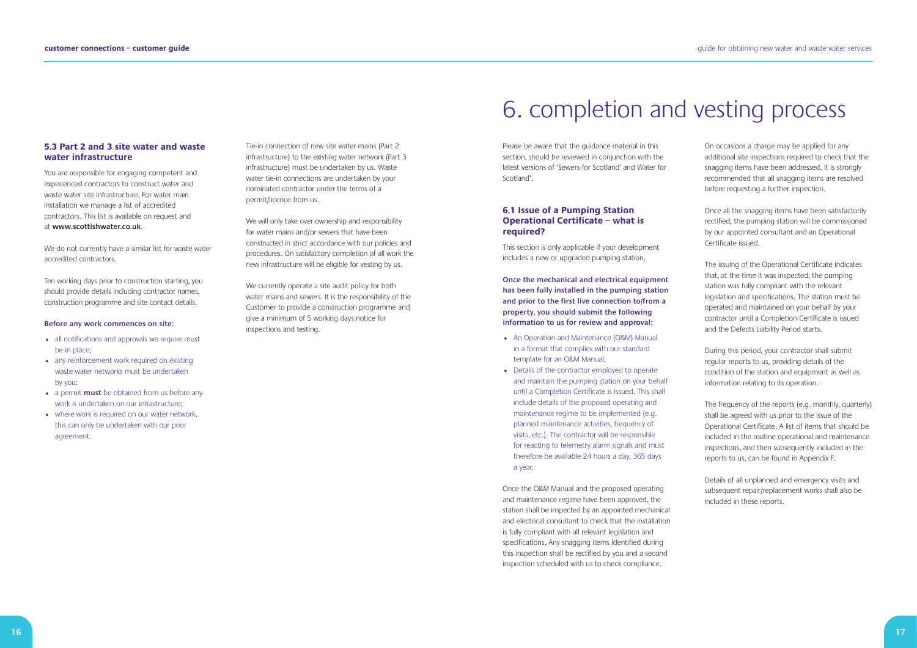### 5.3 Part 2 and 3 site water and waste water infrastructure

You are responsible for engaging competent and experienced contractors to construct water and waste water site infrastructure. For water main installation we manage a list of accredited contractors. This list is available on request and at **www.scottishwater.co.uk**.

We do not currently have a similar list for waste water accredited contractors.

Ten working days prior to construction starting, you should provide details including contractor names, construction programme and site contact details.

**Before any work commences on site:**

- all notifications and approvals we require must be in place;
- any reinforcement work required on existing waste water networks must be undertaken by you;
- a permit **must** be obtained from us before any work is undertaken on our infrastructure;
- where work is required on our water network, this can only be undertaken with our prior agreement.

Tie-in connection of new site water mains (Part 2 infrastructure) to the existing water network (Part 3 infrastructure) must be undertaken by us. Waste water tie-in connections are undertaken by your nominated contractor under the terms of a permit/licence from us.

We will only take over ownership and responsibility for water mains and/or sewers that have been constructed in strict accordance with our policies and procedures. On satisfactory completion of all work the new infrastructure will be eligible for vesting by us.

We currently operate a site audit policy for both water mains and sewers. It is the responsibility of the Customer to provide a construction programme and give a minimum of 5 working days notice for inspections and testing.

# 6. completion and vesting process

Please be aware that the guidance material in this section, should be reviewed in conjunction with the latest versions of 'Sewers for Scotland' and Water for Scotland'.

### 6.1 Issue of a Pumping Station Operational Certificate – what is required?

This section is only applicable if your development includes a new or upgraded pumping station.

**Once the mechanical and electrical equipment has been fully installed in the pumping station and prior to the first live connection to/from a property, you should submit the following information to us for review and approval:**

- An Operation and Maintenance (O&M) Manual in a format that complies with our standard template for an O&M Manual;
- Details of the contractor employed to operate and maintain the pumping station on your behalf until a Completion Certificate is issued. This shall include details of the proposed operating and maintenance regime to be implemented (e.g. planned maintenance activities, frequency of visits, etc.). The contractor will be responsible for reacting to telemetry alarm signals and must therefore be available 24 hours a day, 365 days a year.

Once the O&M Manual and the proposed operating and maintenance regime have been approved, the station shall be inspected by an appointed mechanical and electrical consultant to check that the installation is fully compliant with all relevant legislation and specifications. Any snagging items identified during this inspection shall be rectified by you and a second inspection scheduled with us to check compliance.

On occasions a charge may be applied for any additional site inspections required to check that the snagging items have been addressed. It is strongly recommended that all snagging items are resolved before requesting a further inspection.

Once all the snagging items have been satisfactorily rectified, the pumping station will be commissioned by our appointed consultant and an Operational Certificate issued.

The issuing of the Operational Certificate indicates that, at the time it was inspected, the pumping station was fully compliant with the relevant legislation and specifications. The station must be operated and maintained on your behalf by your contractor until a Completion Certificate is issued and the Defects Liability Period starts.

During this period, your contractor shall submit regular reports to us, providing details of the condition of the station and equipment as well as information relating to its operation.

The frequency of the reports (e.g. monthly, quarterly) shall be agreed with us prior to the issue of the Operational Certificate. A list of items that should be included in the routine operational and maintenance inspections, and then subsequently included in the reports to us, can be found in Appendix F.

Details of all unplanned and emergency visits and subsequent repair/replacement works shall also be included in these reports.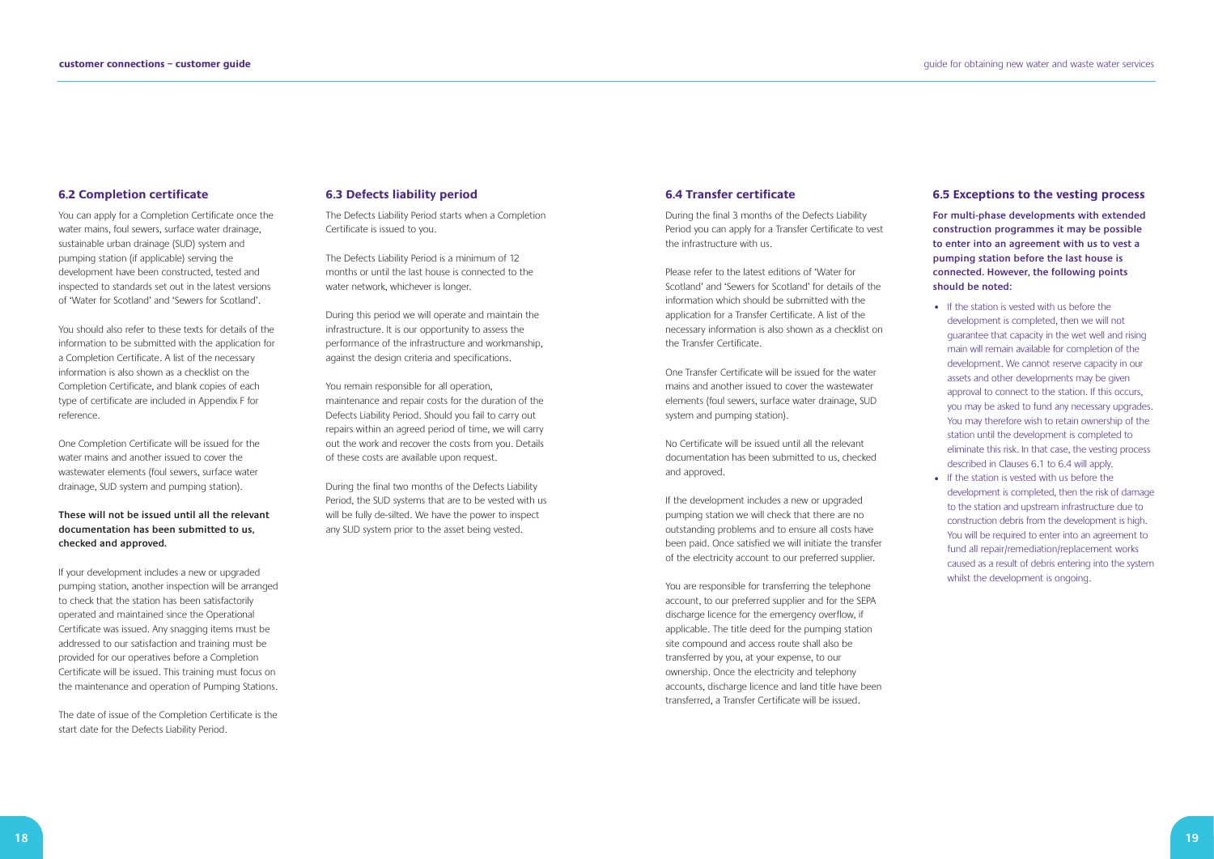## 6.2 Completion certificate

You can apply for a Completion Certificate once the water mains, foul sewers, surface water drainage, sustainable urban drainage (SUD) system and pumping station (if applicable) serving the development have been constructed, tested and inspected to standards set out in the latest versions of 'Water for Scotland' and 'Sewers for Scotland'.

You should also refer to these texts for details of the information to be submitted with the application for a Completion Certificate. A list of the necessary information is also shown as a checklist on the Completion Certificate, and blank copies of each type of certificate are included in Appendix F for reference.

One Completion Certificate will be issued for the water mains and another issued to cover the wastewater elements (foul sewers, surface water drainage, SUD system and pumping station).

**These will not be issued until all the relevant documentation has been submitted to us, checked and approved.**

If your development includes a new or upgraded pumping station, another inspection will be arranged to check that the station has been satisfactorily operated and maintained since the Operational Certificate was issued. Any snagging items must be addressed to our satisfaction and training must be provided for our operatives before a Completion Certificate will be issued. This training must focus on the maintenance and operation of Pumping Stations.

The date of issue of the Completion Certificate is the start date for the Defects Liability Period.

## 6.3 Defects liability period

The Defects Liability Period starts when a Completion Certificate is issued to you.

The Defects Liability Period is a minimum of 12 months or until the last house is connected to the water network, whichever is longer.

During this period we will operate and maintain the infrastructure. It is our opportunity to assess the performance of the infrastructure and workmanship, against the design criteria and specifications.

You remain responsible for all operation, maintenance and repair costs for the duration of the Defects Liability Period. Should you fail to carry out repairs within an agreed period of time, we will carry out the work and recover the costs from you. Details of these costs are available upon request.

During the final two months of the Defects Liability Period, the SUD systems that are to be vested with us will be fully de-silted. We have the power to inspect any SUD system prior to the asset being vested.

## 6.4 Transfer certificate

During the final 3 months of the Defects Liability Period you can apply for a Transfer Certificate to vest the infrastructure with us.

Please refer to the latest editions of 'Water for Scotland' and 'Sewers for Scotland' for details of the information which should be submitted with the application for a Transfer Certificate. A list of the necessary information is also shown as a checklist on the Transfer Certificate.

One Transfer Certificate will be issued for the water mains and another issued to cover the wastewater elements (foul sewers, surface water drainage, SUD system and pumping station).

No Certificate will be issued until all the relevant documentation has been submitted to us, checked and approved.

If the development includes a new or upgraded pumping station we will check that there are no outstanding problems and to ensure all costs have been paid. Once satisfied we will initiate the transfer of the electricity account to our preferred supplier.

You are responsible for transferring the telephone account, to our preferred supplier and for the SEPA discharge licence for the emergency overflow, if applicable. The title deed for the pumping station site compound and access route shall also be transferred by you, at your expense, to our ownership. Once the electricity and telephony accounts, discharge licence and land title have been transferred, a Transfer Certificate will be issued.

## 6.5 Exceptions to the vesting process

**For multi-phase developments with extended construction programmes it may be possible to enter into an agreement with us to vest a pumping station before the last house is connected. However, the following points should be noted:**

- If the station is vested with us before the development is completed, then we will not guarantee that capacity in the wet well and rising main will remain available for completion of the development. We cannot reserve capacity in our assets and other developments may be given approval to connect to the station. If this occurs, you may be asked to fund any necessary upgrades. You may therefore wish to retain ownership of the station until the development is completed to eliminate this risk. In that case, the vesting process described in Clauses 6.1 to 6.4 will apply.
- If the station is vested with us before the development is completed, then the risk of damage to the station and upstream infrastructure due to construction debris from the development is high. You will be required to enter into an agreement to fund all repair/remediation/replacement works caused as a result of debris entering into the system whilst the development is ongoing.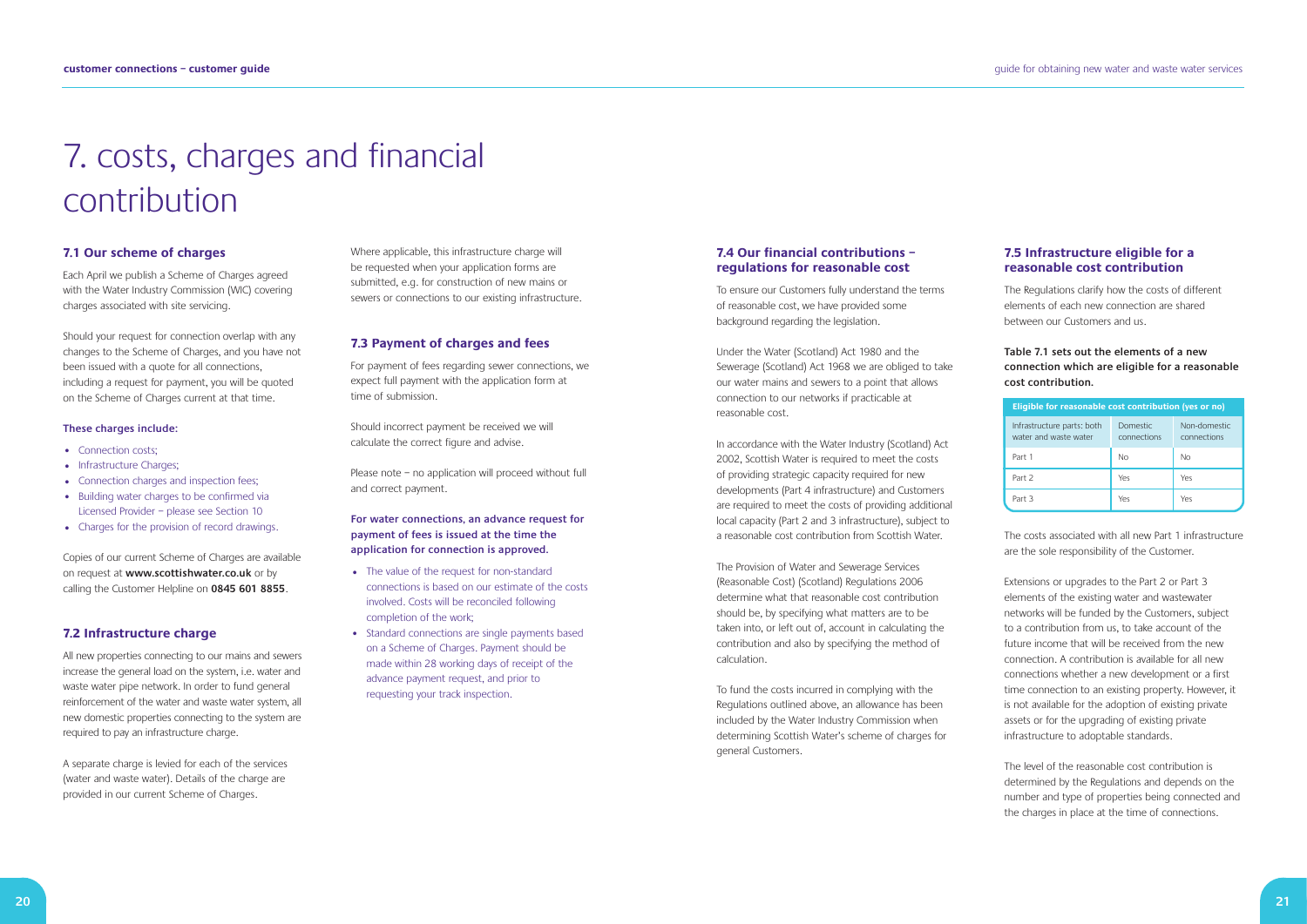# 7. costs, charges and financial contribution

## 7.1 Our scheme of charges

Each April we publish a Scheme of Charges agreed with the Water Industry Commission (WIC) covering charges associated with site servicing.

Should your request for connection overlap with any changes to the Scheme of Charges, and you have not been issued with a quote for all connections, including a request for payment, you will be quoted on the Scheme of Charges current at that time.

**These charges include:**

- Connection costs;
- Infrastructure Charges;
- Connection charges and inspection fees;
- Building water charges to be confirmed via Licensed Provider – please see Section 10
- Charges for the provision of record drawings.

Copies of our current Scheme of Charges are available on request at **www.scottishwater.co.uk** or by calling the Customer Helpline on **0845 601 8855**.

## 7.2 Infrastructure charge

All new properties connecting to our mains and sewers increase the general load on the system, i.e. water and waste water pipe network. In order to fund general reinforcement of the water and waste water system, all new domestic properties connecting to the system are required to pay an infrastructure charge.

A separate charge is levied for each of the services (water and waste water). Details of the charge are provided in our current Scheme of Charges.

Where applicable, this infrastructure charge will be requested when your application forms are submitted, e.g. for construction of new mains or sewers or connections to our existing infrastructure.

## 7.3 Payment of charges and fees

For payment of fees regarding sewer connections, we expect full payment with the application form at time of submission.

Should incorrect payment be received we will calculate the correct figure and advise.

Please note – no application will proceed without full and correct payment.

**For water connections, an advance request for payment of fees is issued at the time the application for connection is approved.**

- The value of the request for non-standard connections is based on our estimate of the costs involved. Costs will be reconciled following completion of the work;
- Standard connections are single payments based on a Scheme of Charges. Payment should be made within 28 working days of receipt of the advance payment request, and prior to requesting your track inspection.

## 7.4 Our financial contributions – regulations for reasonable cost

To ensure our Customers fully understand the terms of reasonable cost, we have provided some background regarding the legislation.

Under the Water (Scotland) Act 1980 and the Sewerage (Scotland) Act 1968 we are obliged to take our water mains and sewers to a point that allows connection to our networks if practicable at reasonable cost.

In accordance with the Water Industry (Scotland) Act 2002, Scottish Water is required to meet the costs of providing strategic capacity required for new developments (Part 4 infrastructure) and Customers are required to meet the costs of providing additional local capacity (Part 2 and 3 infrastructure), subject to a reasonable cost contribution from Scottish Water.

The Provision of Water and Sewerage Services (Reasonable Cost) (Scotland) Regulations 2006 determine what that reasonable cost contribution should be, by specifying what matters are to be taken into, or left out of, account in calculating the contribution and also by specifying the method of calculation.

To fund the costs incurred in complying with the Regulations outlined above, an allowance has been included by the Water Industry Commission when determining Scottish Water's scheme of charges for general Customers.

## 7.5 Infrastructure eligible for a reasonable cost contribution

The Regulations clarify how the costs of different elements of each new connection are shared between our Customers and us.

**Table 7.1 sets out the elements of a new connection which are eligible for a reasonable cost contribution.**

| Eligible for reasonable cost contribution (yes or no) | | |
|---|---|---|
| Infrastructure parts: both water and waste water | Domestic connections | Non-domestic connections |
| Part 1 | No | No |
| Part 2 | Yes | Yes |
| Part 3 | Yes | Yes |

The costs associated with all new Part 1 infrastructure are the sole responsibility of the Customer.

Extensions or upgrades to the Part 2 or Part 3 elements of the existing water and wastewater networks will be funded by the Customers, subject to a contribution from us, to take account of the future income that will be received from the new connection. A contribution is available for all new connections whether a new development or a first time connection to an existing property. However, it is not available for the adoption of existing private assets or for the upgrading of existing private infrastructure to adoptable standards.

The level of the reasonable cost contribution is determined by the Regulations and depends on the number and type of properties being connected and the charges in place at the time of connections.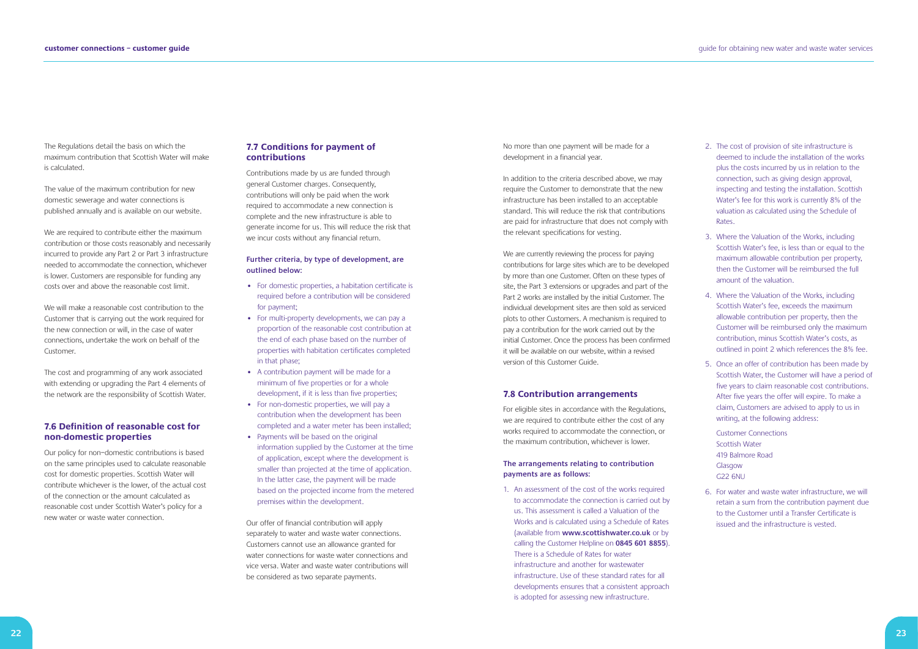The Regulations detail the basis on which the maximum contribution that Scottish Water will make is calculated.

The value of the maximum contribution for new domestic sewerage and water connections is published annually and is available on our website.

We are required to contribute either the maximum contribution or those costs reasonably and necessarily incurred to provide any Part 2 or Part 3 infrastructure needed to accommodate the connection, whichever is lower. Customers are responsible for funding any costs over and above the reasonable cost limit.

We will make a reasonable cost contribution to the Customer that is carrying out the work required for the new connection or will, in the case of water connections, undertake the work on behalf of the Customer.

The cost and programming of any work associated with extending or upgrading the Part 4 elements of the network are the responsibility of Scottish Water.

## 7.6 Definition of reasonable cost for non-domestic properties

Our policy for non–domestic contributions is based on the same principles used to calculate reasonable cost for domestic properties. Scottish Water will contribute whichever is the lower, of the actual cost of the connection or the amount calculated as reasonable cost under Scottish Water's policy for a new water or waste water connection.

## 7.7 Conditions for payment of contributions

Contributions made by us are funded through general Customer charges. Consequently, contributions will only be paid when the work required to accommodate a new connection is complete and the new infrastructure is able to generate income for us. This will reduce the risk that we incur costs without any financial return.

**Further criteria, by type of development, are outlined below:**

- For domestic properties, a habitation certificate is required before a contribution will be considered for payment;
- For multi-property developments, we can pay a proportion of the reasonable cost contribution at the end of each phase based on the number of properties with habitation certificates completed in that phase;
- A contribution payment will be made for a minimum of five properties or for a whole development, if it is less than five properties;
- For non-domestic properties, we will pay a contribution when the development has been completed and a water meter has been installed;
- Payments will be based on the original information supplied by the Customer at the time of application, except where the development is smaller than projected at the time of application. In the latter case, the payment will be made based on the projected income from the metered premises within the development.

Our offer of financial contribution will apply separately to water and waste water connections. Customers cannot use an allowance granted for water connections for waste water connections and vice versa. Water and waste water contributions will be considered as two separate payments.

No more than one payment will be made for a development in a financial year.

In addition to the criteria described above, we may require the Customer to demonstrate that the new infrastructure has been installed to an acceptable standard. This will reduce the risk that contributions are paid for infrastructure that does not comply with the relevant specifications for vesting.

We are currently reviewing the process for paying contributions for large sites which are to be developed by more than one Customer. Often on these types of site, the Part 3 extensions or upgrades and part of the Part 2 works are installed by the initial Customer. The individual development sites are then sold as serviced plots to other Customers. A mechanism is required to pay a contribution for the work carried out by the initial Customer. Once the process has been confirmed it will be available on our website, within a revised version of this Customer Guide.

## 7.8 Contribution arrangements

For eligible sites in accordance with the Regulations, we are required to contribute either the cost of any works required to accommodate the connection, or the maximum contribution, whichever is lower.

**The arrangements relating to contribution payments are as follows:**

1. An assessment of the cost of the works required to accommodate the connection is carried out by us. This assessment is called a Valuation of the Works and is calculated using a Schedule of Rates (available from **www.scottishwater.co.uk** or by calling the Customer Helpline on **0845 601 8855**). There is a Schedule of Rates for water infrastructure and another for wastewater infrastructure. Use of these standard rates for all developments ensures that a consistent approach is adopted for assessing new infrastructure.
2. The cost of provision of site infrastructure is deemed to include the installation of the works plus the costs incurred by us in relation to the connection, such as giving design approval, inspecting and testing the installation. Scottish Water's fee for this work is currently 8% of the valuation as calculated using the Schedule of Rates.
3. Where the Valuation of the Works, including Scottish Water's fee, is less than or equal to the maximum allowable contribution per property, then the Customer will be reimbursed the full amount of the valuation.
4. Where the Valuation of the Works, including Scottish Water's fee, exceeds the maximum allowable contribution per property, then the Customer will be reimbursed only the maximum contribution, minus Scottish Water's costs, as outlined in point 2 which references the 8% fee.
5. Once an offer of contribution has been made by Scottish Water, the Customer will have a period of five years to claim reasonable cost contributions. After five years the offer will expire. To make a claim, Customers are advised to apply to us in writing, at the following address:

   Customer Connections
   Scottish Water
   419 Balmore Road
   Glasgow
   G22 6NU
6. For water and waste water infrastructure, we will retain a sum from the contribution payment due to the Customer until a Transfer Certificate is issued and the infrastructure is vested.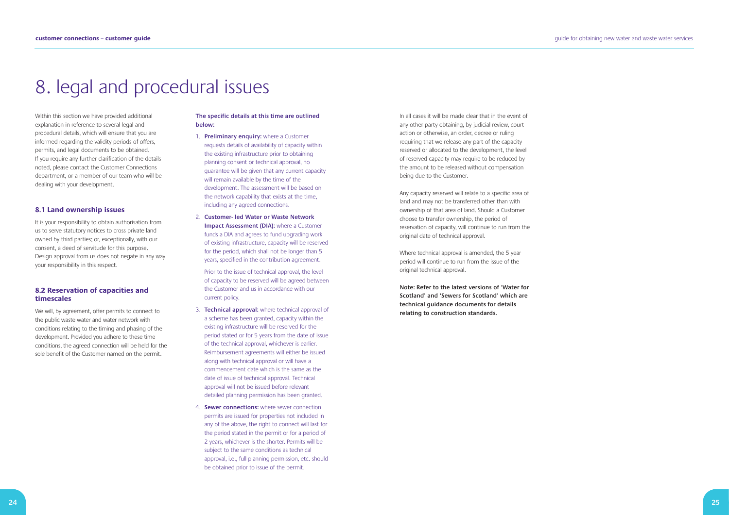# 8. legal and procedural issues

Within this section we have provided additional explanation in reference to several legal and procedural details, which will ensure that you are informed regarding the validity periods of offers, permits, and legal documents to be obtained. If you require any further clarification of the details noted, please contact the Customer Connections department, or a member of our team who will be dealing with your development.

## 8.1 Land ownership issues

It is your responsibility to obtain authorisation from us to serve statutory notices to cross private land owned by third parties; or, exceptionally, with our consent, a deed of servitude for this purpose. Design approval from us does not negate in any way your responsibility in this respect.

## 8.2 Reservation of capacities and timescales

We will, by agreement, offer permits to connect to the public waste water and water network with conditions relating to the timing and phasing of the development. Provided you adhere to these time conditions, the agreed connection will be held for the sole benefit of the Customer named on the permit.

**The specific details at this time are outlined below:**

1. **Preliminary enquiry:** where a Customer requests details of availability of capacity within the existing infrastructure prior to obtaining planning consent or technical approval, no guarantee will be given that any current capacity will remain available by the time of the development. The assessment will be based on the network capability that exists at the time, including any agreed connections.
2. **Customer- led Water or Waste Network Impact Assessment (DIA):** where a Customer funds a DIA and agrees to fund upgrading work of existing infrastructure, capacity will be reserved for the period, which shall not be longer than 5 years, specified in the contribution agreement.

   Prior to the issue of technical approval, the level of capacity to be reserved will be agreed between the Customer and us in accordance with our current policy.
3. **Technical approval:** where technical approval of a scheme has been granted, capacity within the existing infrastructure will be reserved for the period stated or for 5 years from the date of issue of the technical approval, whichever is earlier. Reimbursement agreements will either be issued along with technical approval or will have a commencement date which is the same as the date of issue of technical approval. Technical approval will not be issued before relevant detailed planning permission has been granted.
4. **Sewer connections:** where sewer connection permits are issued for properties not included in any of the above, the right to connect will last for the period stated in the permit or for a period of 2 years, whichever is the shorter. Permits will be subject to the same conditions as technical approval, i.e., full planning permission, etc. should be obtained prior to issue of the permit.

In all cases it will be made clear that in the event of any other party obtaining, by judicial review, court action or otherwise, an order, decree or ruling requiring that we release any part of the capacity reserved or allocated to the development, the level of reserved capacity may require to be reduced by the amount to be released without compensation being due to the Customer.

Any capacity reserved will relate to a specific area of land and may not be transferred other than with ownership of that area of land. Should a Customer choose to transfer ownership, the period of reservation of capacity, will continue to run from the original date of technical approval.

Where technical approval is amended, the 5 year period will continue to run from the issue of the original technical approval.

**Note: Refer to the latest versions of 'Water for Scotland' and 'Sewers for Scotland' which are technical guidance documents for details relating to construction standards.**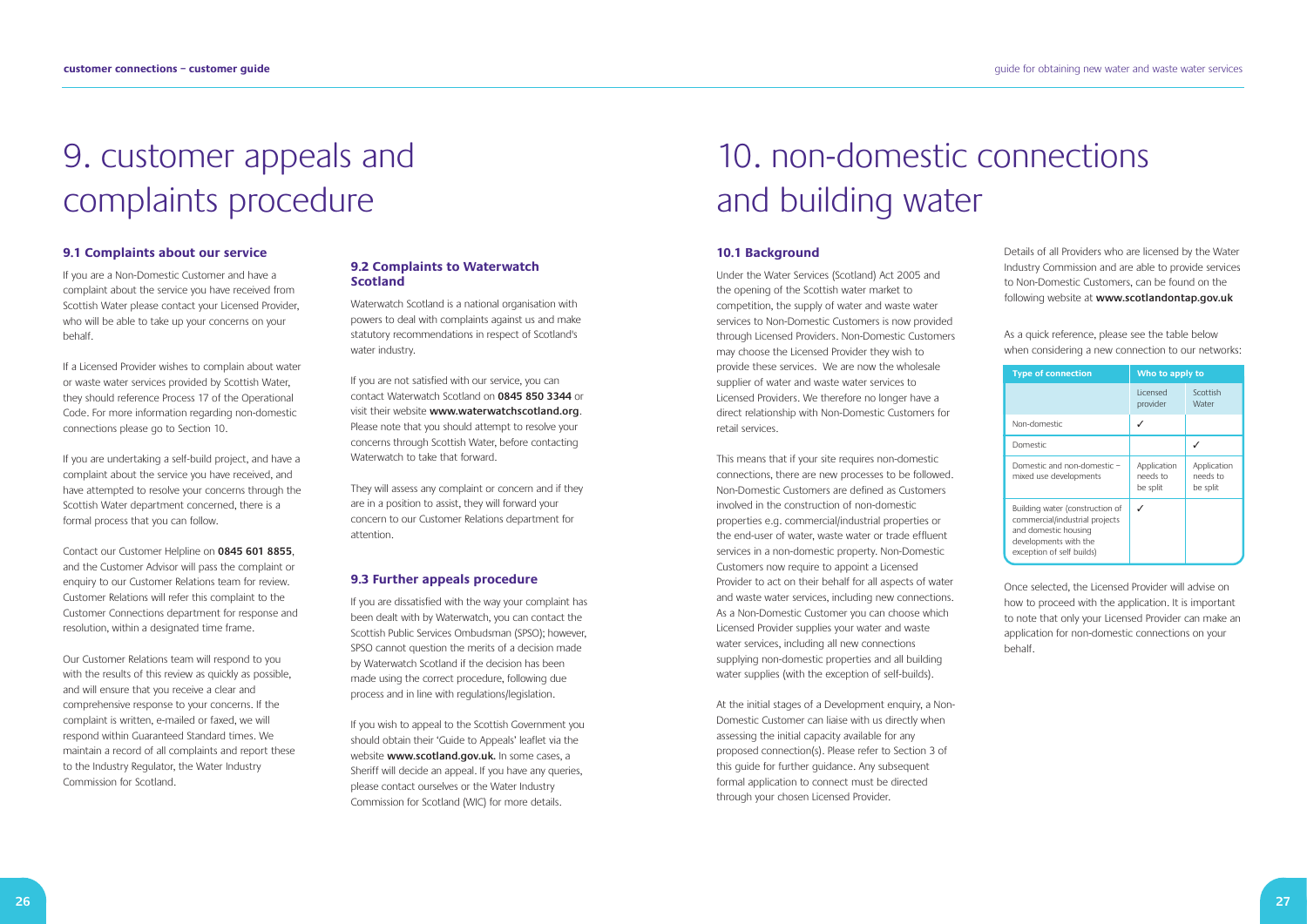# 9. customer appeals and complaints procedure

### 9.1 Complaints about our service

If you are a Non-Domestic Customer and have a complaint about the service you have received from Scottish Water please contact your Licensed Provider, who will be able to take up your concerns on your behalf.

If a Licensed Provider wishes to complain about water or waste water services provided by Scottish Water, they should reference Process 17 of the Operational Code. For more information regarding non-domestic connections please go to Section 10.

If you are undertaking a self-build project, and have a complaint about the service you have received, and have attempted to resolve your concerns through the Scottish Water department concerned, there is a formal process that you can follow.

Contact our Customer Helpline on **0845 601 8855**, and the Customer Advisor will pass the complaint or enquiry to our Customer Relations team for review. Customer Relations will refer this complaint to the Customer Connections department for response and resolution, within a designated time frame.

Our Customer Relations team will respond to you with the results of this review as quickly as possible, and will ensure that you receive a clear and comprehensive response to your concerns. If the complaint is written, e-mailed or faxed, we will respond within Guaranteed Standard times. We maintain a record of all complaints and report these to the Industry Regulator, the Water Industry Commission for Scotland.

### 9.2 Complaints to Waterwatch Scotland

Waterwatch Scotland is a national organisation with powers to deal with complaints against us and make statutory recommendations in respect of Scotland's water industry.

If you are not satisfied with our service, you can contact Waterwatch Scotland on **0845 850 3344** or visit their website **www.waterwatchscotland.org**. Please note that you should attempt to resolve your concerns through Scottish Water, before contacting Waterwatch to take that forward.

They will assess any complaint or concern and if they are in a position to assist, they will forward your concern to our Customer Relations department for attention.

### 9.3 Further appeals procedure

If you are dissatisfied with the way your complaint has been dealt with by Waterwatch, you can contact the Scottish Public Services Ombudsman (SPSO); however, SPSO cannot question the merits of a decision made by Waterwatch Scotland if the decision has been made using the correct procedure, following due process and in line with regulations/legislation.

If you wish to appeal to the Scottish Government you should obtain their 'Guide to Appeals' leaflet via the website **www.scotland.gov.uk.** In some cases, a Sheriff will decide an appeal. If you have any queries, please contact ourselves or the Water Industry Commission for Scotland (WIC) for more details.

# 10. non-domestic connections and building water

### 10.1 Background

Under the Water Services (Scotland) Act 2005 and the opening of the Scottish water market to competition, the supply of water and waste water services to Non-Domestic Customers is now provided through Licensed Providers. Non-Domestic Customers may choose the Licensed Provider they wish to provide these services. We are now the wholesale supplier of water and waste water services to Licensed Providers. We therefore no longer have a direct relationship with Non-Domestic Customers for retail services.

This means that if your site requires non-domestic connections, there are new processes to be followed. Non-Domestic Customers are defined as Customers involved in the construction of non-domestic properties e.g. commercial/industrial properties or the end-user of water, waste water or trade effluent services in a non-domestic property. Non-Domestic Customers now require to appoint a Licensed Provider to act on their behalf for all aspects of water and waste water services, including new connections. As a Non-Domestic Customer you can choose which Licensed Provider supplies your water and waste water services, including all new connections supplying non-domestic properties and all building water supplies (with the exception of self-builds).

At the initial stages of a Development enquiry, a Non-Domestic Customer can liaise with us directly when assessing the initial capacity available for any proposed connection(s). Please refer to Section 3 of this guide for further guidance. Any subsequent formal application to connect must be directed through your chosen Licensed Provider.

Details of all Providers who are licensed by the Water Industry Commission and are able to provide services to Non-Domestic Customers, can be found on the following website at **www.scotlandontap.gov.uk**

As a quick reference, please see the table below when considering a new connection to our networks:

| Type of connection | Who to apply to | |
|---|---|---|
| | Licensed provider | Scottish Water |
| Non-domestic | ✓ | |
| Domestic | | ✓ |
| Domestic and non-domestic – mixed use developments | Application needs to be split | Application needs to be split |
| Building water (construction of commercial/industrial projects and domestic housing developments with the exception of self builds) | ✓ | |

Once selected, the Licensed Provider will advise on how to proceed with the application. It is important to note that only your Licensed Provider can make an application for non-domestic connections on your behalf.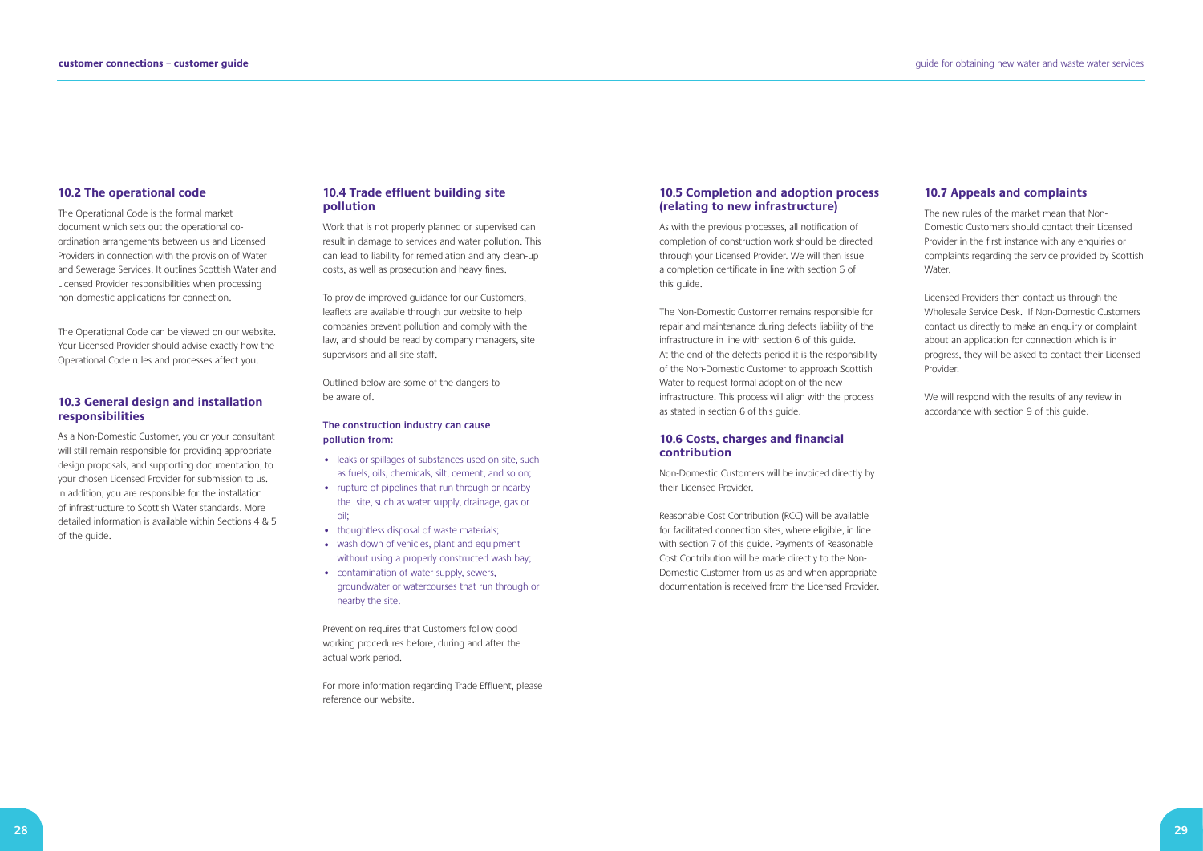## 10.2 The operational code

The Operational Code is the formal market document which sets out the operational co-ordination arrangements between us and Licensed Providers in connection with the provision of Water and Sewerage Services. It outlines Scottish Water and Licensed Provider responsibilities when processing non-domestic applications for connection.

The Operational Code can be viewed on our website. Your Licensed Provider should advise exactly how the Operational Code rules and processes affect you.

## 10.3 General design and installation responsibilities

As a Non-Domestic Customer, you or your consultant will still remain responsible for providing appropriate design proposals, and supporting documentation, to your chosen Licensed Provider for submission to us. In addition, you are responsible for the installation of infrastructure to Scottish Water standards. More detailed information is available within Sections 4 & 5 of the guide.

## 10.4 Trade effluent building site pollution

Work that is not properly planned or supervised can result in damage to services and water pollution. This can lead to liability for remediation and any clean-up costs, as well as prosecution and heavy fines.

To provide improved guidance for our Customers, leaflets are available through our website to help companies prevent pollution and comply with the law, and should be read by company managers, site supervisors and all site staff.

Outlined below are some of the dangers to be aware of.

**The construction industry can cause pollution from:**

- leaks or spillages of substances used on site, such as fuels, oils, chemicals, silt, cement, and so on;
- rupture of pipelines that run through or nearby the site, such as water supply, drainage, gas or oil;
- thoughtless disposal of waste materials;
- wash down of vehicles, plant and equipment without using a properly constructed wash bay;
- contamination of water supply, sewers, groundwater or watercourses that run through or nearby the site.

Prevention requires that Customers follow good working procedures before, during and after the actual work period.

For more information regarding Trade Effluent, please reference our website.

## 10.5 Completion and adoption process (relating to new infrastructure)

As with the previous processes, all notification of completion of construction work should be directed through your Licensed Provider. We will then issue a completion certificate in line with section 6 of this guide.

The Non-Domestic Customer remains responsible for repair and maintenance during defects liability of the infrastructure in line with section 6 of this guide. At the end of the defects period it is the responsibility of the Non-Domestic Customer to approach Scottish Water to request formal adoption of the new infrastructure. This process will align with the process as stated in section 6 of this guide.

## 10.6 Costs, charges and financial contribution

Non-Domestic Customers will be invoiced directly by their Licensed Provider.

Reasonable Cost Contribution (RCC) will be available for facilitated connection sites, where eligible, in line with section 7 of this guide. Payments of Reasonable Cost Contribution will be made directly to the Non-Domestic Customer from us as and when appropriate documentation is received from the Licensed Provider.

## 10.7 Appeals and complaints

The new rules of the market mean that Non-Domestic Customers should contact their Licensed Provider in the first instance with any enquiries or complaints regarding the service provided by Scottish Water.

Licensed Providers then contact us through the Wholesale Service Desk. If Non-Domestic Customers contact us directly to make an enquiry or complaint about an application for connection which is in progress, they will be asked to contact their Licensed Provider.

We will respond with the results of any review in accordance with section 9 of this guide.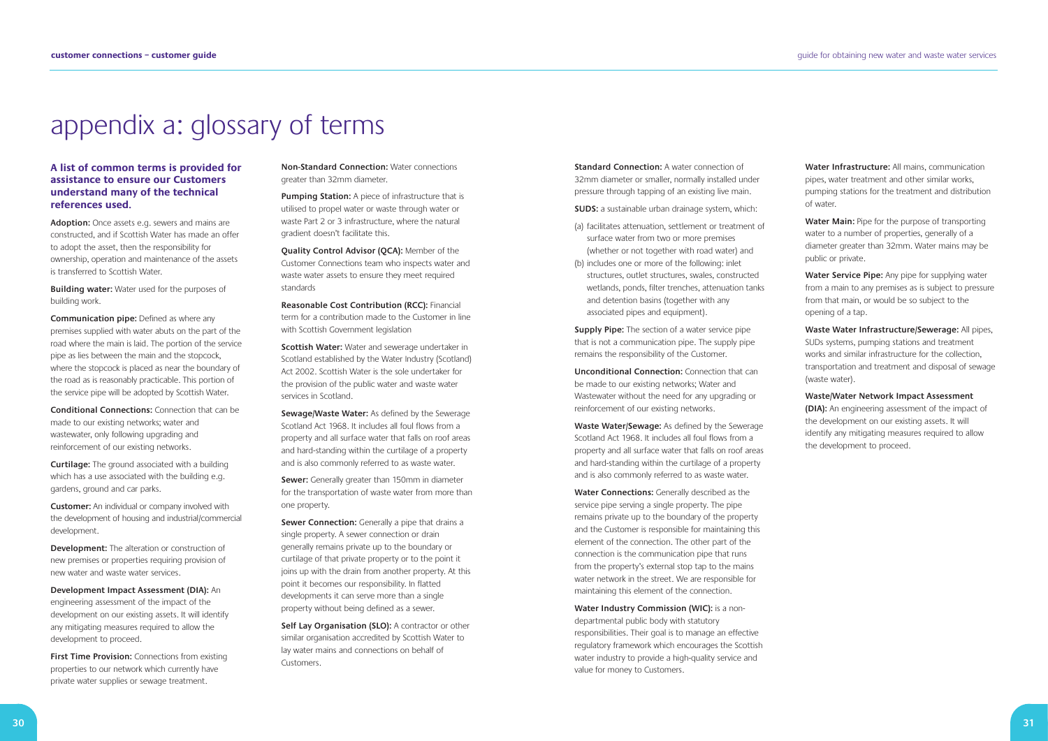# appendix a: glossary of terms

**A list of common terms is provided for assistance to ensure our Customers understand many of the technical references used.**

**Adoption:** Once assets e.g. sewers and mains are constructed, and if Scottish Water has made an offer to adopt the asset, then the responsibility for ownership, operation and maintenance of the assets is transferred to Scottish Water.

**Building water:** Water used for the purposes of building work.

**Communication pipe:** Defined as where any premises supplied with water abuts on the part of the road where the main is laid. The portion of the service pipe as lies between the main and the stopcock, where the stopcock is placed as near the boundary of the road as is reasonably practicable. This portion of the service pipe will be adopted by Scottish Water.

**Conditional Connections:** Connection that can be made to our existing networks; water and wastewater, only following upgrading and reinforcement of our existing networks.

**Curtilage:** The ground associated with a building which has a use associated with the building e.g. gardens, ground and car parks.

**Customer:** An individual or company involved with the development of housing and industrial/commercial development.

**Development:** The alteration or construction of new premises or properties requiring provision of new water and waste water services.

**Development Impact Assessment (DIA):** An engineering assessment of the impact of the development on our existing assets. It will identify any mitigating measures required to allow the development to proceed.

**First Time Provision:** Connections from existing properties to our network which currently have private water supplies or sewage treatment.

**Non-Standard Connection:** Water connections greater than 32mm diameter.

**Pumping Station:** A piece of infrastructure that is utilised to propel water or waste through water or waste Part 2 or 3 infrastructure, where the natural gradient doesn't facilitate this.

**Quality Control Advisor (QCA):** Member of the Customer Connections team who inspects water and waste water assets to ensure they meet required standards

**Reasonable Cost Contribution (RCC):** Financial term for a contribution made to the Customer in line with Scottish Government legislation

**Scottish Water:** Water and sewerage undertaker in Scotland established by the Water Industry (Scotland) Act 2002. Scottish Water is the sole undertaker for the provision of the public water and waste water services in Scotland.

**Sewage/Waste Water:** As defined by the Sewerage Scotland Act 1968. It includes all foul flows from a property and all surface water that falls on roof areas and hard-standing within the curtilage of a property and is also commonly referred to as waste water.

**Sewer:** Generally greater than 150mm in diameter for the transportation of waste water from more than one property.

**Sewer Connection:** Generally a pipe that drains a single property. A sewer connection or drain generally remains private up to the boundary or curtilage of that private property or to the point it joins up with the drain from another property. At this point it becomes our responsibility. In flatted developments it can serve more than a single property without being defined as a sewer.

**Self Lay Organisation (SLO):** A contractor or other similar organisation accredited by Scottish Water to lay water mains and connections on behalf of Customers.

**Standard Connection:** A water connection of 32mm diameter or smaller, normally installed under pressure through tapping of an existing live main.

**SUDS:** a sustainable urban drainage system, which:

(a) facilitates attenuation, settlement or treatment of surface water from two or more premises (whether or not together with road water) and

(b) includes one or more of the following: inlet structures, outlet structures, swales, constructed wetlands, ponds, filter trenches, attenuation tanks and detention basins (together with any associated pipes and equipment).

**Supply Pipe:** The section of a water service pipe that is not a communication pipe. The supply pipe remains the responsibility of the Customer.

**Unconditional Connection:** Connection that can be made to our existing networks; Water and Wastewater without the need for any upgrading or reinforcement of our existing networks.

**Waste Water/Sewage:** As defined by the Sewerage Scotland Act 1968. It includes all foul flows from a property and all surface water that falls on roof areas and hard-standing within the curtilage of a property and is also commonly referred to as waste water.

**Water Connections:** Generally described as the service pipe serving a single property. The pipe remains private up to the boundary of the property and the Customer is responsible for maintaining this element of the connection. The other part of the connection is the communication pipe that runs from the property's external stop tap to the mains water network in the street. We are responsible for maintaining this element of the connection.

**Water Industry Commission (WIC):** is a non-departmental public body with statutory responsibilities. Their goal is to manage an effective regulatory framework which encourages the Scottish water industry to provide a high-quality service and value for money to Customers.

**Water Infrastructure:** All mains, communication pipes, water treatment and other similar works, pumping stations for the treatment and distribution of water.

**Water Main:** Pipe for the purpose of transporting water to a number of properties, generally of a diameter greater than 32mm. Water mains may be public or private.

**Water Service Pipe:** Any pipe for supplying water from a main to any premises as is subject to pressure from that main, or would be so subject to the opening of a tap.

**Waste Water Infrastructure/Sewerage:** All pipes, SUDs systems, pumping stations and treatment works and similar infrastructure for the collection, transportation and treatment and disposal of sewage (waste water).

**Waste/Water Network Impact Assessment (DIA):** An engineering assessment of the impact of the development on our existing assets. It will identify any mitigating measures required to allow the development to proceed.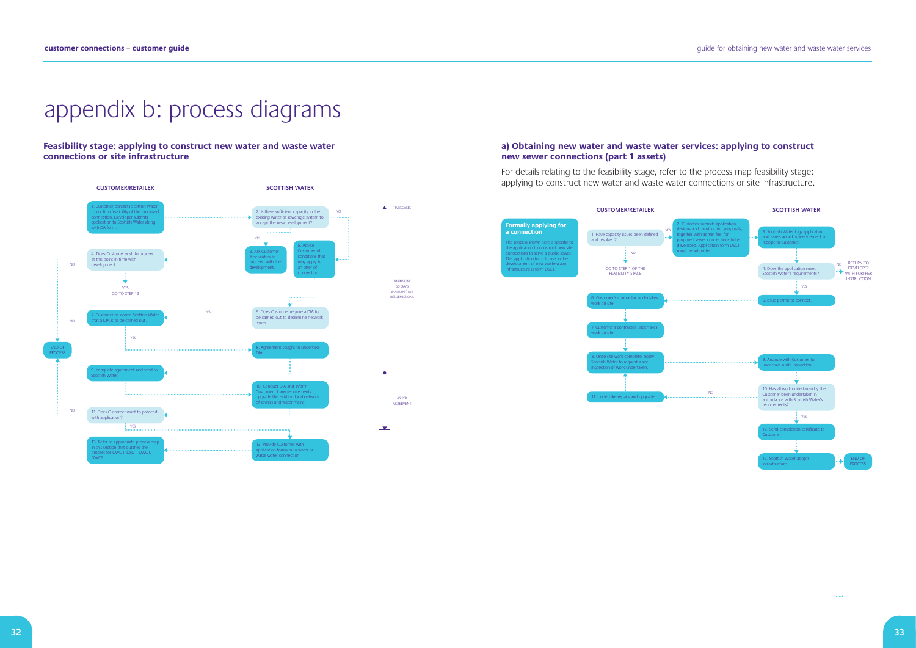# appendix b: process diagrams

## Feasibility stage: applying to construct new water and waste water connections or site infrastructure

**CUSTOMER/RETAILER** | **SCOTTISH WATER**

1. Customer contacts Scottish Water to confirm feasibility of the proposed connection. Developer submits application to Scottish Water along with DA form.
2. Is there sufficient capacity in the existing water or sewerage system to accept the new development? (YES → 3; NO → 5)
3. Ask Customer if he wishes to proceed with the development.
4. Does Customer wish to proceed at this point in time with development? (NO → END OF PROCESS; YES → GO TO STEP 12)
5. Advise Customer of conditions that may apply to an offer of connection.
6. Does Customer require a DIA to be carried out to determine network issues. (YES → 7)
7. Customer to inform Scottish Water that a DIA is to be carried out. (NO → END OF PROCESS; YES → 8)
8. Agreement sought to undertake DIA.
9. complete agreement and send to Scottish Water.
10. Conduct DIA and inform Customer of any requirements to upgrade the existing local network of sewers and water mains.
11. Does Customer want to proceed with application? (NO → END OF PROCESS; YES → 12)
12. Provide Customer with application forms for a water or waste water connection.
13. Refer to appropriate process map in this section that outlines the process for DWD1, DSD1, DWC1, DWC2.

TIMESCALES: MAXIMUM 60 DAYS ASSUMING NO RESUBMISSIONS; AS PER AGREEMENT

## a) Obtaining new water and waste water services: applying to construct new sewer connections (part 1 assets)

For details relating to the feasibility stage, refer to the process map feasibility stage: applying to construct new water and waste water connections or site infrastructure.

**Formally applying for a connection**

The process shown here is specific to the application to construct new site connections to serve a public sewer. The application form to use in the development of new waste water infrastructure is form DSC1.

**CUSTOMER/RETAILER** | **SCOTTISH WATER**

1. Have capacity issues been defined and resolved? (NO → GO TO STEP 1 OF THE FEASIBILITY STAGE; YES → 2)
2. Customer submits application, designs and construction proposals, together with admin fee, for proposed sewer connections to be developed. Application form DSC1 must be submitted.
3. Scottish Water logs application and issues an acknowledgement of receipt to Customer.
4. Does the application meet Scottish Water's requirements? (NO → RETURN TO DEVELOPER WITH FURTHER INSTRUCTION; YES → 5)
5. Issue permit to connect.
6. Customer's contractor undertakes work on site.
7. Customer's contractor undertakes work on site.
8. Once site work complete, notify Scottish Water to request a site inspection of work undertaken.
9. Arrange with Customer to undertake a site inspection.
10. Has all work undertaken by the Customer been undertaken in accordance with Scottish Water's requirements? (NO → 11; YES → 12)
11. Undertake repairs and upgrade.
12. Send completion certificate to Customer.
13. Scottish Water adopts infrastructure. → END OF PROCESS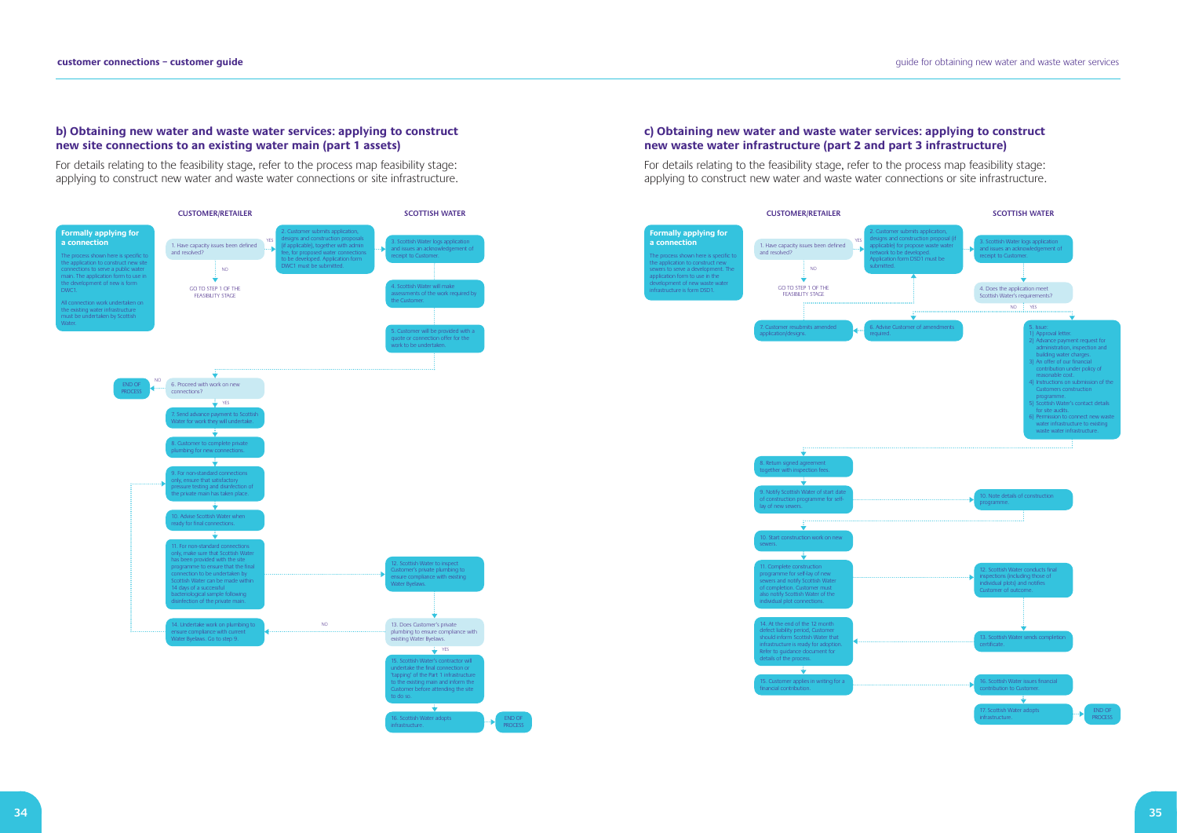## b) Obtaining new water and waste water services: applying to construct new site connections to an existing water main (part 1 assets)

For details relating to the feasibility stage, refer to the process map feasibility stage: applying to construct new water and waste water connections or site infrastructure.

**CUSTOMER/RETAILER** | **SCOTTISH WATER**

**Formally applying for a connection**

The process shown here is specific to the application to construct new site connections to serve a public water main. The application form to use in the development of new is form DWC1.

All connection work undertaken on the existing water infrastructure must be undertaken by Scottish Water.

1. Have capacity issues been defined and resolved?
   - NO: GO TO STEP 1 OF THE FEASIBILITY STAGE
   - YES: go to step 2
2. Customer submits application, designs and construction proposals (if applicable), together with admin fee, for proposed water connections to be developed. Application form DWC1 must be submitted.
3. Scottish Water logs application and issues an acknowledgement of receipt to Customer.
4. Scottish Water will make assessments of the work required by the Customer.
5. Customer will be provided with a quote or connection offer for the work to be undertaken.
6. Proceed with work on new connections?
   - NO: END OF PROCESS
   - YES: go to step 7
7. Send advance payment to Scottish Water for work they will undertake.
8. Customer to complete private plumbing for new connections.
9. For non-standard connections only, ensure that satisfactory pressure testing and disinfection of the private main has taken place.
10. Advise Scottish Water when ready for final connections.
11. For non-standard connections only, make sure that Scottish Water has been provided with the site programme to ensure that the final connection to be undertaken by Scottish Water can be made within 14 days of a successful bacteriological sample following disinfection of the private main.
12. Scottish Water to inspect Customer's private plumbing to ensure compliance with existing Water Byelaws.
13. Does Customer's private plumbing to ensure compliance with existing Water Byelaws.
    - NO: go to step 14
    - YES: go to step 15
14. Undertake work on plumbing to ensure compliance with current Water Byelaws. Go to step 9.
15. Scottish Water's contractor will undertake the final connection or 'tapping' of the Part 1 infrastructure to the existing main and inform the Customer before attending the site to do so.
16. Scottish Water adopts infrastructure. → END OF PROCESS

## c) Obtaining new water and waste water services: applying to construct new waste water infrastructure (part 2 and part 3 infrastructure)

For details relating to the feasibility stage, refer to the process map feasibility stage: applying to construct new water and waste water connections or site infrastructure.

**CUSTOMER/RETAILER** | **SCOTTISH WATER**

**Formally applying for a connection**

The process shown here is specific to the application to construct new sewers to serve a development. The application form to use in the development of new waste water infrastructure is form DSD1.

1. Have capacity issues been defined and resolved?
   - NO: GO TO STEP 1 OF THE FEASIBILITY STAGE
   - YES: go to step 2
2. Customer submits application, designs and construction proposal (if applicable) for propose waste water network to be developed. Application form DSD1 must be submitted.
3. Scottish Water logs application and issues an acknowledgement of receipt to Customer.
4. Does the application meet Scottish Water's requirements?
   - NO: go to step 6
   - YES: go to step 5
5. Issue:
   1) Approval letter.
   2) Advance payment request for administration, inspection and building water charges.
   3) An offer of our financial contribution under policy of reasonable cost.
   4) Instructions on submission of the Customers construction programme.
   5) Scottish Water's contact details for site audits.
   6) Permission to connect new waste water infrastructure to existing waste water infrastructure.
6. Advise Customer of amendments required.
7. Customer resubmits amended application/designs. (Return to step 2)
8. Return signed agreement together with inspection fees.
9. Notify Scottish Water of start date of construction programme for self-lay of new sewers.
10. Note details of construction programme.
10. Start construction work on new sewers.
11. Complete construction programme for self-lay of new sewers and notify Scottish Water of completion. Customer must also notify Scottish Water of the individual plot connections.
12. Scottish Water conducts final inspections (including those of individual plots) and notifies Customer of outcome.
13. Scottish Water sends completion certificate.
14. At the end of the 12 month defect liability period, Customer should inform Scottish Water that infrastructure is ready for adoption. Refer to guidance document for details of the process.
15. Customer applies in writing for a financial contribution.
16. Scottish Water issues financial contribution to Customer.
17. Scottish Water adopts infrastructure. → END OF PROCESS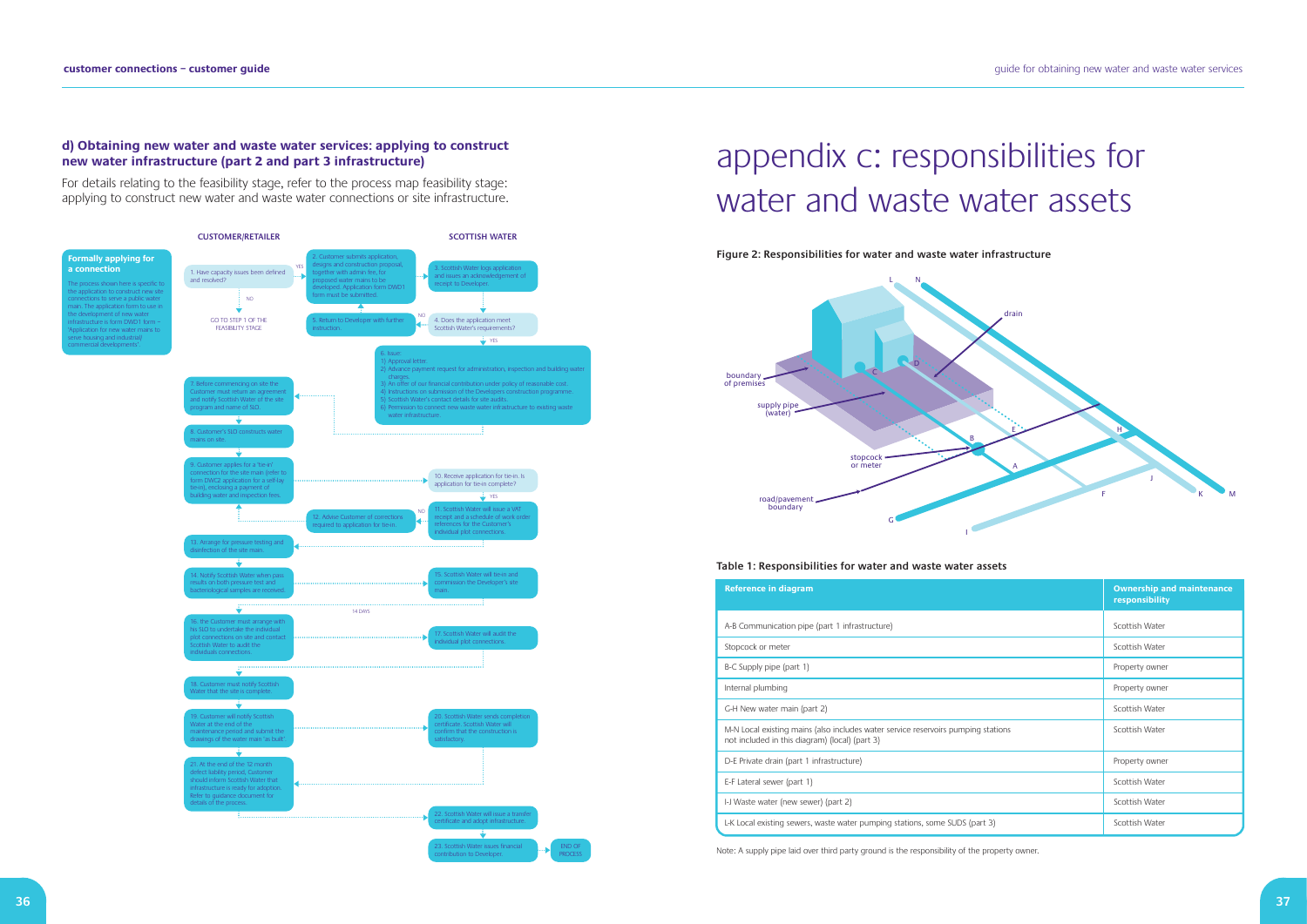## d) Obtaining new water and waste water services: applying to construct new water infrastructure (part 2 and part 3 infrastructure)

For details relating to the feasibility stage, refer to the process map feasibility stage: applying to construct new water and waste water connections or site infrastructure.

**Formally applying for a connection**

The process shown here is specific to the application to construct new site connections to serve a public water main. The application form to use in the development of new water infrastructure is form DWD1 form – 'Application for new water mains to serve housing and industrial/commercial developments'.

**CUSTOMER/RETAILER**

**SCOTTISH WATER**

1. Have capacity issues been defined and resolved? (YES → 2; NO → GO TO STEP 1 OF THE FEASIBILITY STAGE)
2. Customer submits application, designs and construction proposal, together with admin fee, for proposed water mains to be developed. Application form DWD1 form must be submitted.
3. Scottish Water logs application and issues an acknowledgement of receipt to Developer.
4. Does the application meet Scottish Water's requirements? (YES → 6; NO → 5)
5. Return to Developer with further instruction.
6. Issue:
   1) Approval letter.
   2) Advance payment request for administration, inspection and building water charges.
   3) An offer of our financial contribution under policy of reasonable cost.
   4) Instructions on submission of the Developers construction programme.
   5) Scottish Water's contact details for site audits.
   6) Permission to connect new waste water infrastructure to existing waste water infrastructure.
7. Before commencing on site the Customer must return an agreement and notify Scottish Water of the site program and name of SLO.
8. Customer's SLO constructs water mains on site.
9. Customer applies for a 'tie-in' connection for the site main (refer to form DWC2 application for a self-lay tie-in), enclosing a payment of building water and inspection fees.
10. Receive application for tie-in. Is application for tie-in complete? (YES → 11; NO → 12)
11. Scottish Water will issue a VAT receipt and a schedule of work order references for the Customer's individual plot connections.
12. Advise Customer of corrections required to application for tie-in.
13. Arrange for pressure testing and disinfection of the site main.
14. Notify Scottish Water when pass results on both pressure test and bacteriological samples are received.
15. Scottish Water will tie-in and commission the Developer's site main.
16. The Customer must arrange with his SLO to undertake the individual plot connections on site and contact Scottish Water to audit the individuals connections. (14 DAYS)
17. Scottish Water will audit the individual plot connections.
18. Customer must notify Scottish Water that the site is complete.
19. Customer will notify Scottish Water at the end of the maintenance period and submit the drawings of the water main 'as built'.
20. Scottish Water sends completion certificate. Scottish Water will confirm that the construction is satisfactory.
21. At the end of the 12 month defect liability period, Customer should inform Scottish Water that infrastructure is ready for adoption. Refer to guidance document for details of the process.
22. Scottish Water will issue a transfer certificate and adopt infrastructure.
23. Scottish Water issues financial contribution to Developer. → END OF PROCESS

# appendix c: responsibilities for water and waste water assets

**Figure 2: Responsibilities for water and waste water infrastructure**

Labels: L, N, drain, boundary of premises, D, C, supply pipe (water), E, H, B, stopcock or meter, A, J, road/pavement boundary, F, K, M, G, I

**Table 1: Responsibilities for water and waste water assets**

| Reference in diagram | Ownership and maintenance responsibility |
|---|---|
| A-B Communication pipe (part 1 infrastructure) | Scottish Water |
| Stopcock or meter | Scottish Water |
| B-C Supply pipe (part 1) | Property owner |
| Internal plumbing | Property owner |
| G-H New water main (part 2) | Scottish Water |
| M-N Local existing mains (also includes water service reservoirs pumping stations not included in this diagram) (local) (part 3) | Scottish Water |
| D-E Private drain (part 1 infrastructure) | Property owner |
| E-F Lateral sewer (part 1) | Scottish Water |
| I-J Waste water (new sewer) (part 2) | Scottish Water |
| L-K Local existing sewers, waste water pumping stations, some SUDS (part 3) | Scottish Water |

Note: A supply pipe laid over third party ground is the responsibility of the property owner.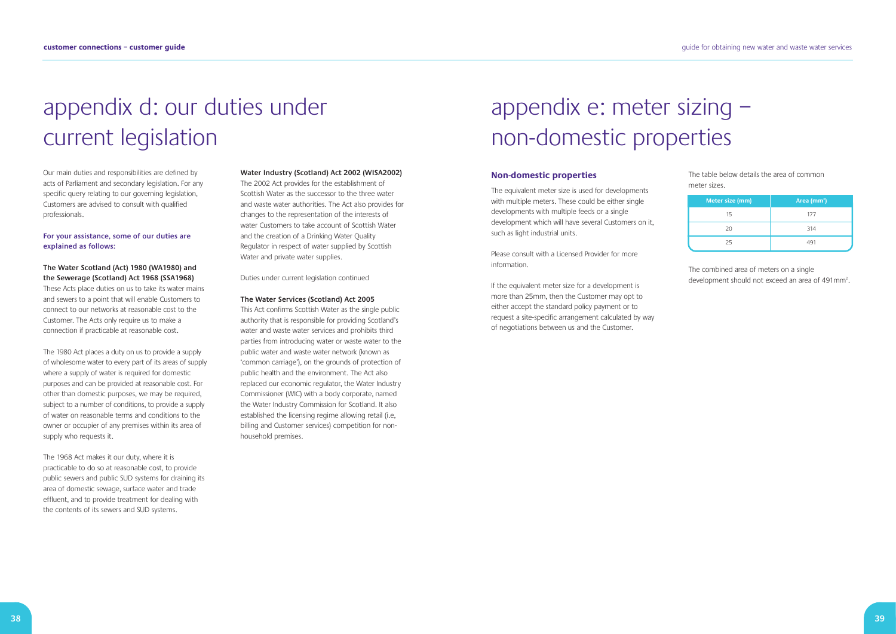# appendix d: our duties under current legislation

Our main duties and responsibilities are defined by acts of Parliament and secondary legislation. For any specific query relating to our governing legislation, Customers are advised to consult with qualified professionals.

**For your assistance, some of our duties are explained as follows:**

**The Water Scotland (Act) 1980 (WA1980) and the Sewerage (Scotland) Act 1968 (SSA1968)**

These Acts place duties on us to take its water mains and sewers to a point that will enable Customers to connect to our networks at reasonable cost to the Customer. The Acts only require us to make a connection if practicable at reasonable cost.

The 1980 Act places a duty on us to provide a supply of wholesome water to every part of its areas of supply where a supply of water is required for domestic purposes and can be provided at reasonable cost. For other than domestic purposes, we may be required, subject to a number of conditions, to provide a supply of water on reasonable terms and conditions to the owner or occupier of any premises within its area of supply who requests it.

The 1968 Act makes it our duty, where it is practicable to do so at reasonable cost, to provide public sewers and public SUD systems for draining its area of domestic sewage, surface water and trade effluent, and to provide treatment for dealing with the contents of its sewers and SUD systems.

**Water Industry (Scotland) Act 2002 (WISA2002)**

The 2002 Act provides for the establishment of Scottish Water as the successor to the three water and waste water authorities. The Act also provides for changes to the representation of the interests of water Customers to take account of Scottish Water and the creation of a Drinking Water Quality Regulator in respect of water supplied by Scottish Water and private water supplies.

Duties under current legislation continued

**The Water Services (Scotland) Act 2005**

This Act confirms Scottish Water as the single public authority that is responsible for providing Scotland's water and waste water services and prohibits third parties from introducing water or waste water to the public water and waste water network (known as 'common carriage'), on the grounds of protection of public health and the environment. The Act also replaced our economic regulator, the Water Industry Commissioner (WIC) with a body corporate, named the Water Industry Commission for Scotland. It also established the licensing regime allowing retail (i.e, billing and Customer services) competition for non-household premises.

# appendix e: meter sizing – non-domestic properties

## Non-domestic properties

The equivalent meter size is used for developments with multiple meters. These could be either single developments with multiple feeds or a single development which will have several Customers on it, such as light industrial units.

Please consult with a Licensed Provider for more information.

If the equivalent meter size for a development is more than 25mm, then the Customer may opt to either accept the standard policy payment or to request a site-specific arrangement calculated by way of negotiations between us and the Customer.

The table below details the area of common meter sizes.

| Meter size (mm) | Area ($mm^2$) |
|---|---|
| 15 | 177 |
| 20 | 314 |
| 25 | 491 |

The combined area of meters on a single development should not exceed an area of 491$mm^2$.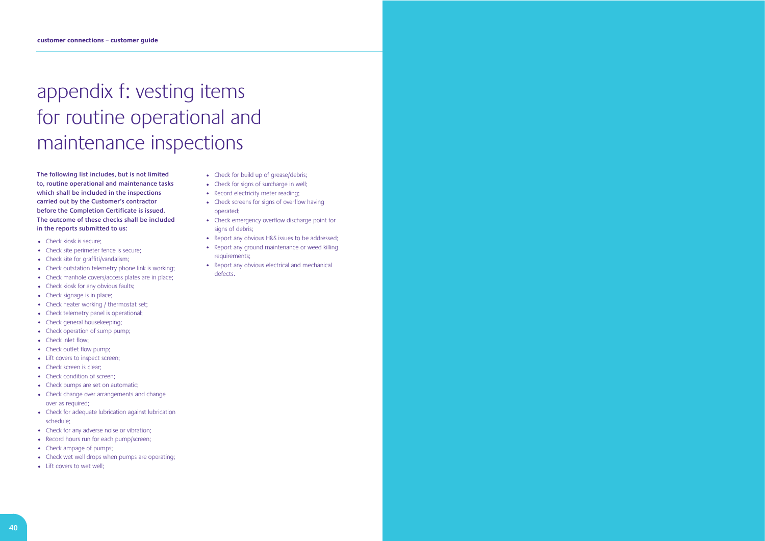# appendix f: vesting items for routine operational and maintenance inspections

**The following list includes, but is not limited to, routine operational and maintenance tasks which shall be included in the inspections carried out by the Customer's contractor before the Completion Certificate is issued. The outcome of these checks shall be included in the reports submitted to us:**

- Check kiosk is secure;
- Check site perimeter fence is secure;
- Check site for graffiti/vandalism;
- Check outstation telemetry phone link is working;
- Check manhole covers/access plates are in place;
- Check kiosk for any obvious faults;
- Check signage is in place;
- Check heater working / thermostat set;
- Check telemetry panel is operational;
- Check general housekeeping;
- Check operation of sump pump;
- Check inlet flow;
- Check outlet flow pump;
- Lift covers to inspect screen;
- Check screen is clear;
- Check condition of screen;
- Check pumps are set on automatic;
- Check change over arrangements and change over as required;
- Check for adequate lubrication against lubrication schedule;
- Check for any adverse noise or vibration;
- Record hours run for each pump/screen;
- Check ampage of pumps;
- Check wet well drops when pumps are operating;
- Lift covers to wet well;
- Check for build up of grease/debris;
- Check for signs of surcharge in well;
- Record electricity meter reading;
- Check screens for signs of overflow having operated;
- Check emergency overflow discharge point for signs of debris;
- Report any obvious H&S issues to be addressed;
- Report any ground maintenance or weed killing requirements;
- Report any obvious electrical and mechanical defects.